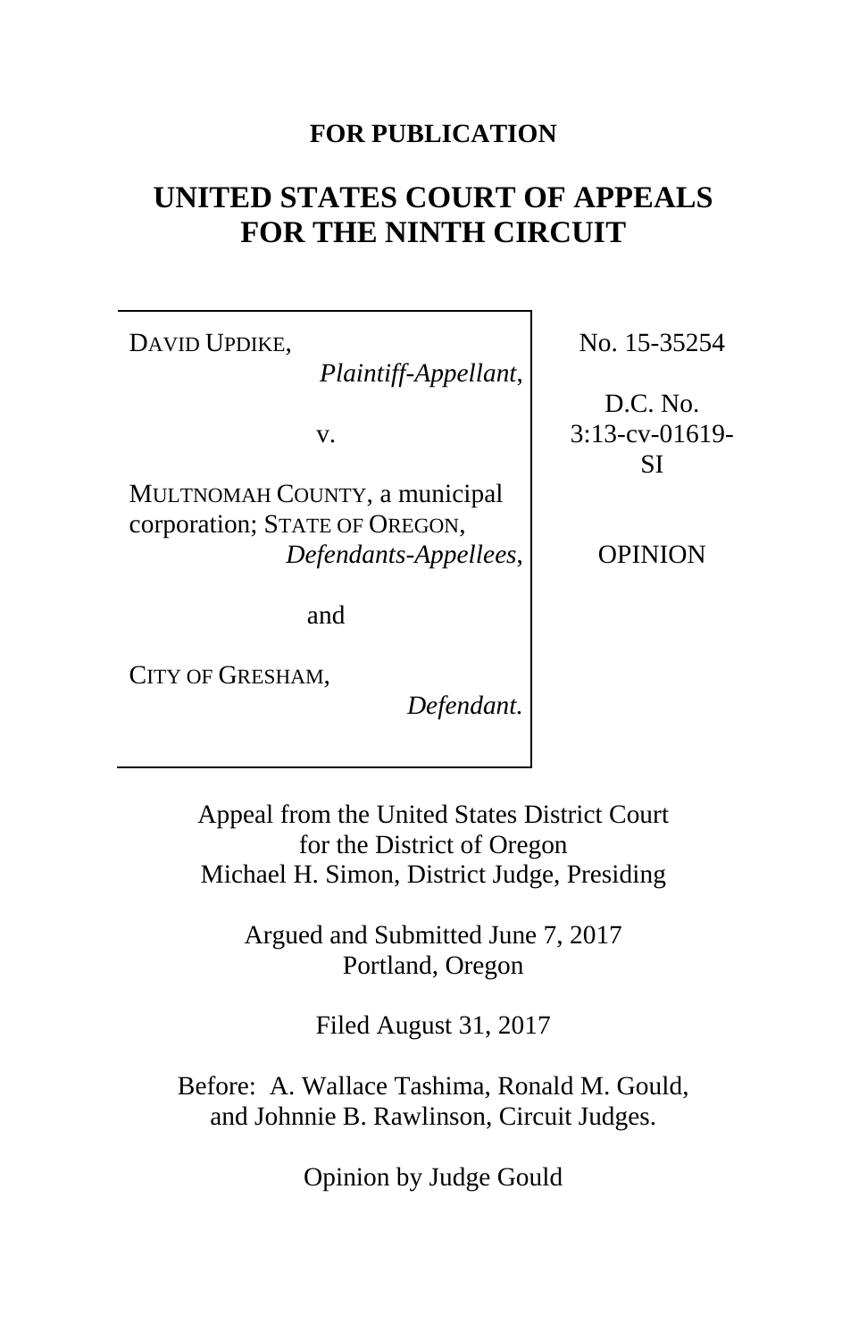**FOR PUBLICATION**

# UNITED STATES COURT OF APPEALS FOR THE NINTH CIRCUIT

DAVID UPDIKE,
*Plaintiff-Appellant*,

v.

MULTNOMAH COUNTY, a municipal corporation; STATE OF OREGON,
*Defendants-Appellees*,

and

CITY OF GRESHAM,
*Defendant.*

No. 15-35254

D.C. No. 3:13-cv-01619-SI

OPINION

Appeal from the United States District Court for the District of Oregon
Michael H. Simon, District Judge, Presiding

Argued and Submitted June 7, 2017
Portland, Oregon

Filed August 31, 2017

Before: A. Wallace Tashima, Ronald M. Gould, and Johnnie B. Rawlinson, Circuit Judges.

Opinion by Judge Gould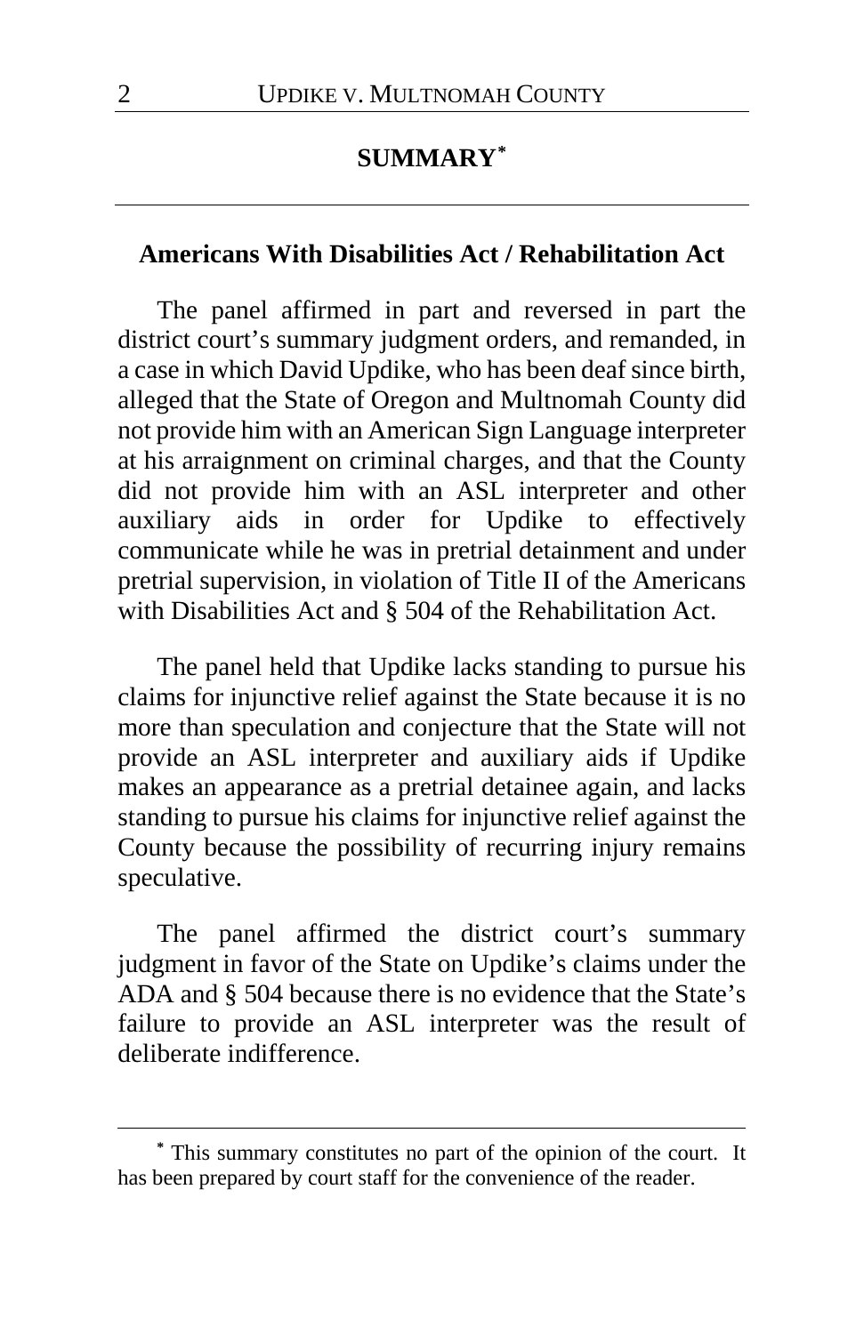## SUMMARY[*]

### Americans With Disabilities Act / Rehabilitation Act

The panel affirmed in part and reversed in part the district court's summary judgment orders, and remanded, in a case in which David Updike, who has been deaf since birth, alleged that the State of Oregon and Multnomah County did not provide him with an American Sign Language interpreter at his arraignment on criminal charges, and that the County did not provide him with an ASL interpreter and other auxiliary aids in order for Updike to effectively communicate while he was in pretrial detainment and under pretrial supervision, in violation of Title II of the Americans with Disabilities Act and § 504 of the Rehabilitation Act.

The panel held that Updike lacks standing to pursue his claims for injunctive relief against the State because it is no more than speculation and conjecture that the State will not provide an ASL interpreter and auxiliary aids if Updike makes an appearance as a pretrial detainee again, and lacks standing to pursue his claims for injunctive relief against the County because the possibility of recurring injury remains speculative.

The panel affirmed the district court's summary judgment in favor of the State on Updike's claims under the ADA and § 504 because there is no evidence that the State's failure to provide an ASL interpreter was the result of deliberate indifference.

---

[*] This summary constitutes no part of the opinion of the court. It has been prepared by court staff for the convenience of the reader.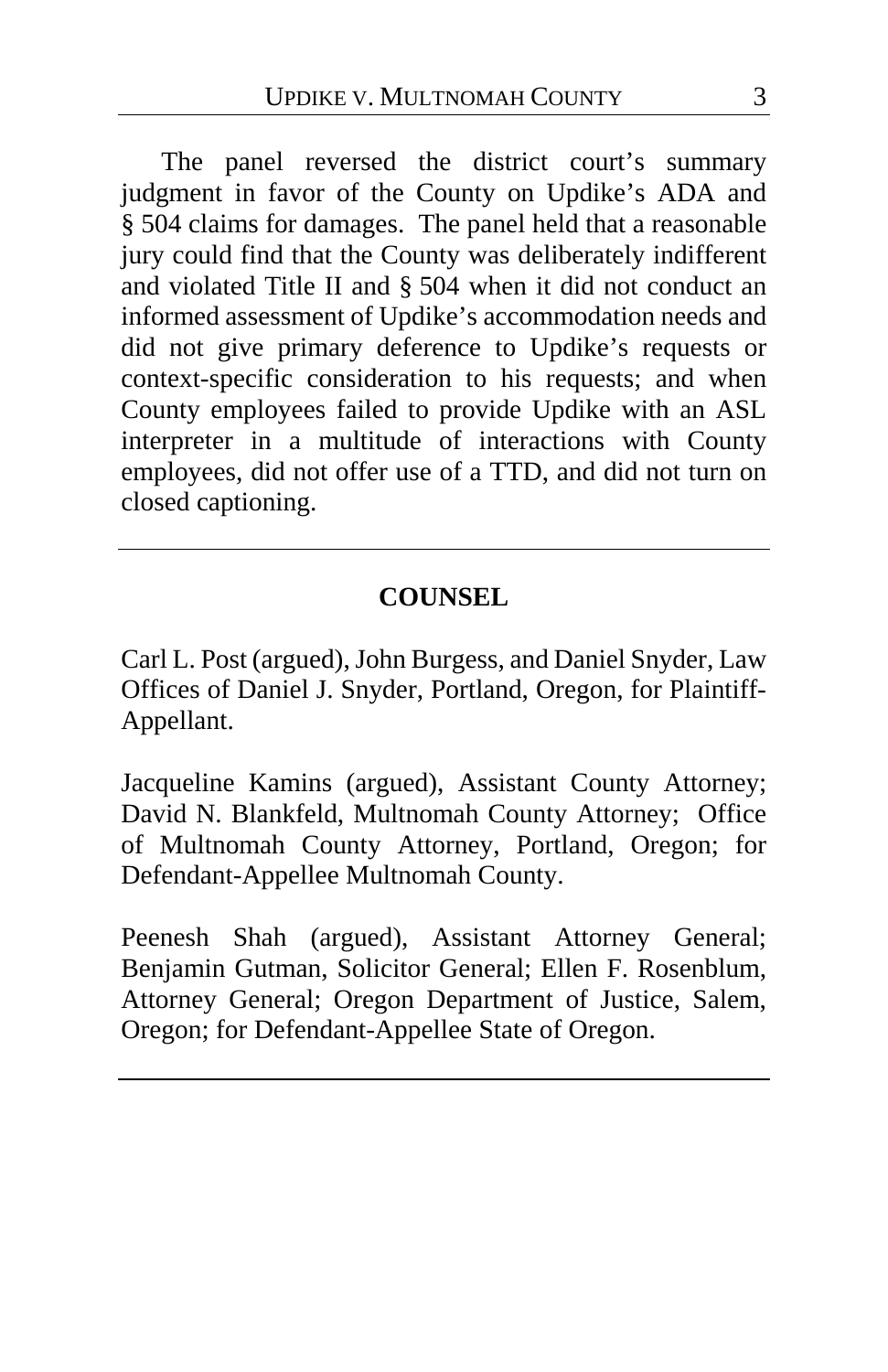The panel reversed the district court's summary judgment in favor of the County on Updike's ADA and § 504 claims for damages. The panel held that a reasonable jury could find that the County was deliberately indifferent and violated Title II and § 504 when it did not conduct an informed assessment of Updike's accommodation needs and did not give primary deference to Updike's requests or context-specific consideration to his requests; and when County employees failed to provide Updike with an ASL interpreter in a multitude of interactions with County employees, did not offer use of a TTD, and did not turn on closed captioning.

---

## COUNSEL

Carl L. Post (argued), John Burgess, and Daniel Snyder, Law Offices of Daniel J. Snyder, Portland, Oregon, for Plaintiff-Appellant.

Jacqueline Kamins (argued), Assistant County Attorney; David N. Blankfeld, Multnomah County Attorney; Office of Multnomah County Attorney, Portland, Oregon; for Defendant-Appellee Multnomah County.

Peenesh Shah (argued), Assistant Attorney General; Benjamin Gutman, Solicitor General; Ellen F. Rosenblum, Attorney General; Oregon Department of Justice, Salem, Oregon; for Defendant-Appellee State of Oregon.

---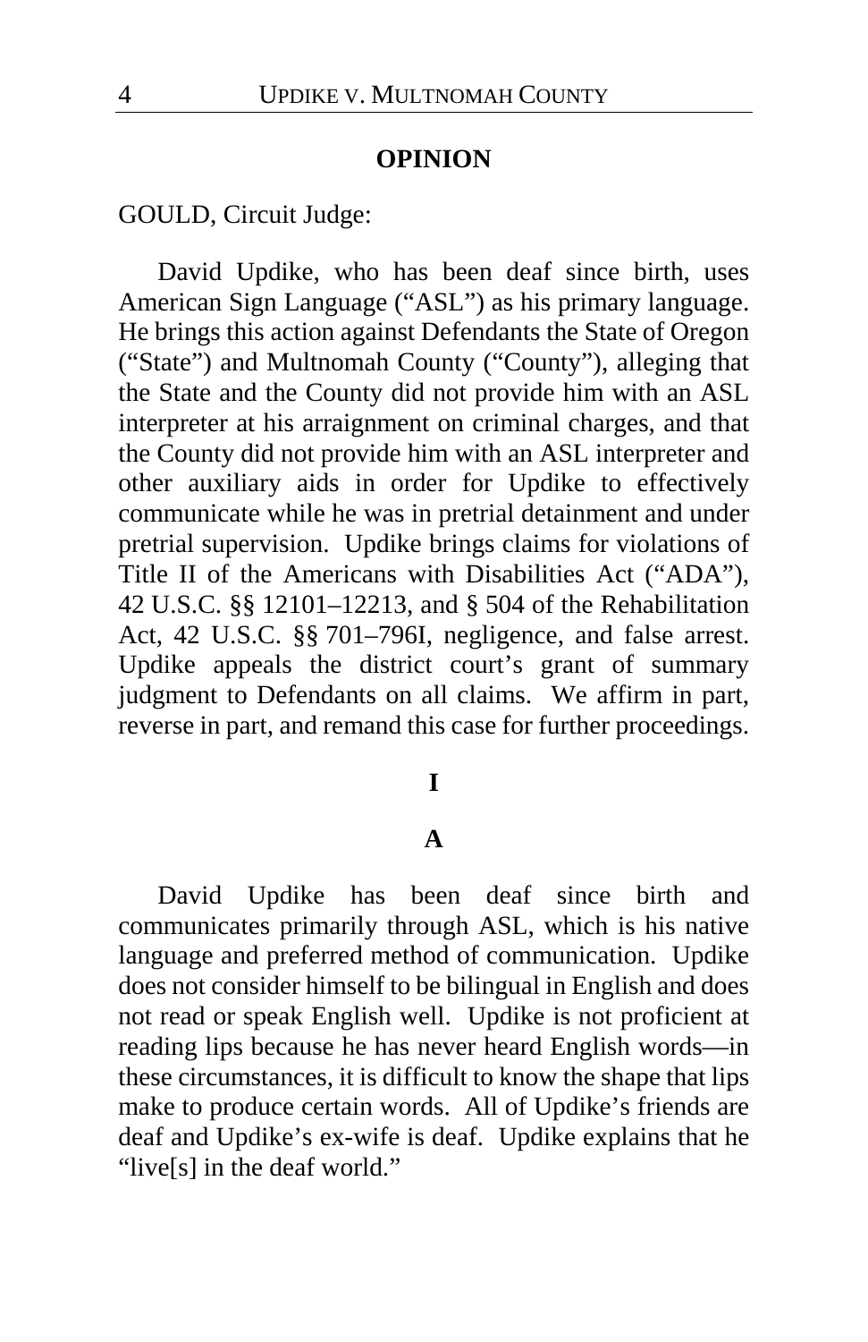## OPINION

GOULD, Circuit Judge:

David Updike, who has been deaf since birth, uses American Sign Language ("ASL") as his primary language. He brings this action against Defendants the State of Oregon ("State") and Multnomah County ("County"), alleging that the State and the County did not provide him with an ASL interpreter at his arraignment on criminal charges, and that the County did not provide him with an ASL interpreter and other auxiliary aids in order for Updike to effectively communicate while he was in pretrial detainment and under pretrial supervision. Updike brings claims for violations of Title II of the Americans with Disabilities Act ("ADA"), 42 U.S.C. §§ 12101–12213, and § 504 of the Rehabilitation Act, 42 U.S.C. §§ 701–796I, negligence, and false arrest. Updike appeals the district court's grant of summary judgment to Defendants on all claims. We affirm in part, reverse in part, and remand this case for further proceedings.

### I

### A

David Updike has been deaf since birth and communicates primarily through ASL, which is his native language and preferred method of communication. Updike does not consider himself to be bilingual in English and does not read or speak English well. Updike is not proficient at reading lips because he has never heard English words—in these circumstances, it is difficult to know the shape that lips make to produce certain words. All of Updike's friends are deaf and Updike's ex-wife is deaf. Updike explains that he "live[s] in the deaf world."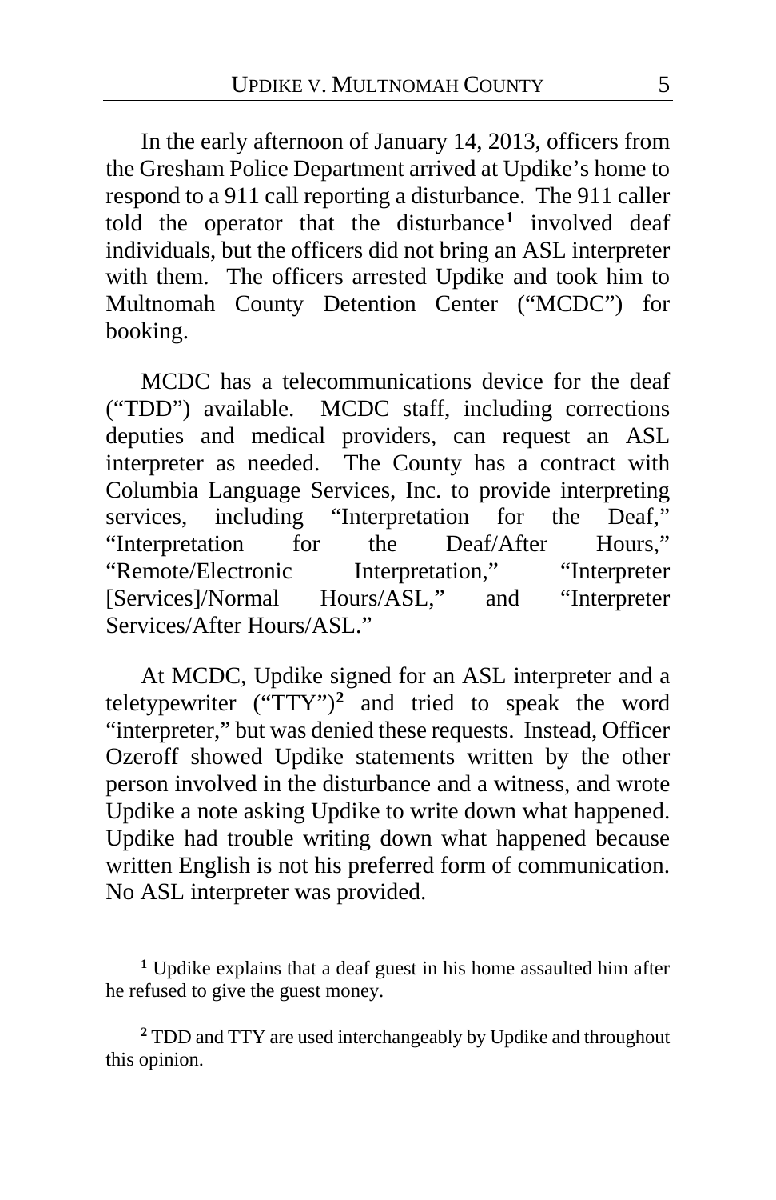In the early afternoon of January 14, 2013, officers from the Gresham Police Department arrived at Updike's home to respond to a 911 call reporting a disturbance. The 911 caller told the operator that the disturbance[1] involved deaf individuals, but the officers did not bring an ASL interpreter with them. The officers arrested Updike and took him to Multnomah County Detention Center ("MCDC") for booking.

MCDC has a telecommunications device for the deaf ("TDD") available. MCDC staff, including corrections deputies and medical providers, can request an ASL interpreter as needed. The County has a contract with Columbia Language Services, Inc. to provide interpreting services, including "Interpretation for the Deaf," "Interpretation for the Deaf/After Hours," "Remote/Electronic Interpretation," "Interpreter [Services]/Normal Hours/ASL," and "Interpreter Services/After Hours/ASL."

At MCDC, Updike signed for an ASL interpreter and a teletypewriter ("TTY")[2] and tried to speak the word "interpreter," but was denied these requests. Instead, Officer Ozeroff showed Updike statements written by the other person involved in the disturbance and a witness, and wrote Updike a note asking Updike to write down what happened. Updike had trouble writing down what happened because written English is not his preferred form of communication. No ASL interpreter was provided.

---

[1] Updike explains that a deaf guest in his home assaulted him after he refused to give the guest money.

[2] TDD and TTY are used interchangeably by Updike and throughout this opinion.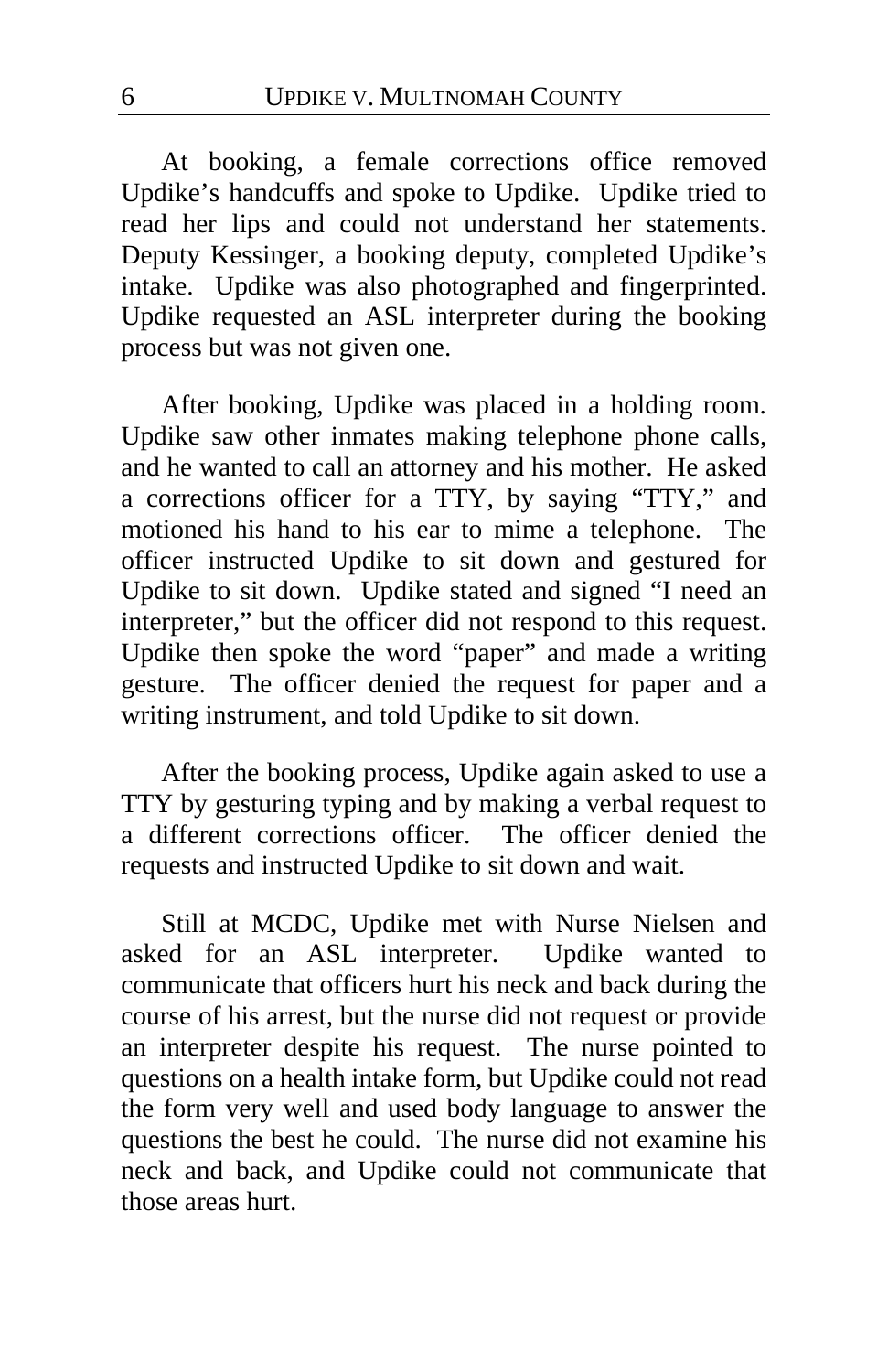At booking, a female corrections office removed Updike's handcuffs and spoke to Updike. Updike tried to read her lips and could not understand her statements. Deputy Kessinger, a booking deputy, completed Updike's intake. Updike was also photographed and fingerprinted. Updike requested an ASL interpreter during the booking process but was not given one.

After booking, Updike was placed in a holding room. Updike saw other inmates making telephone phone calls, and he wanted to call an attorney and his mother. He asked a corrections officer for a TTY, by saying "TTY," and motioned his hand to his ear to mime a telephone. The officer instructed Updike to sit down and gestured for Updike to sit down. Updike stated and signed "I need an interpreter," but the officer did not respond to this request. Updike then spoke the word "paper" and made a writing gesture. The officer denied the request for paper and a writing instrument, and told Updike to sit down.

After the booking process, Updike again asked to use a TTY by gesturing typing and by making a verbal request to a different corrections officer. The officer denied the requests and instructed Updike to sit down and wait.

Still at MCDC, Updike met with Nurse Nielsen and asked for an ASL interpreter. Updike wanted to communicate that officers hurt his neck and back during the course of his arrest, but the nurse did not request or provide an interpreter despite his request. The nurse pointed to questions on a health intake form, but Updike could not read the form very well and used body language to answer the questions the best he could. The nurse did not examine his neck and back, and Updike could not communicate that those areas hurt.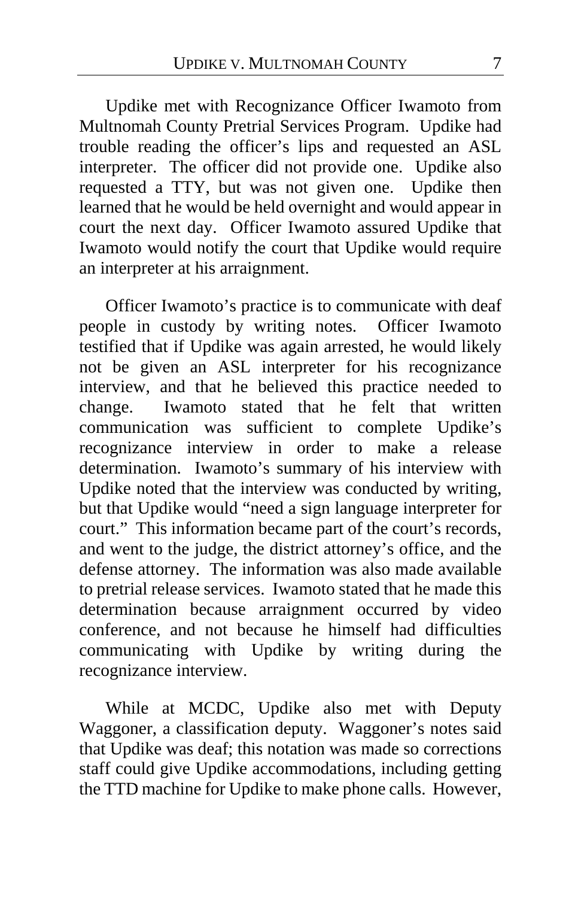Updike met with Recognizance Officer Iwamoto from Multnomah County Pretrial Services Program. Updike had trouble reading the officer's lips and requested an ASL interpreter. The officer did not provide one. Updike also requested a TTY, but was not given one. Updike then learned that he would be held overnight and would appear in court the next day. Officer Iwamoto assured Updike that Iwamoto would notify the court that Updike would require an interpreter at his arraignment.

Officer Iwamoto's practice is to communicate with deaf people in custody by writing notes. Officer Iwamoto testified that if Updike was again arrested, he would likely not be given an ASL interpreter for his recognizance interview, and that he believed this practice needed to change. Iwamoto stated that he felt that written communication was sufficient to complete Updike's recognizance interview in order to make a release determination. Iwamoto's summary of his interview with Updike noted that the interview was conducted by writing, but that Updike would "need a sign language interpreter for court." This information became part of the court's records, and went to the judge, the district attorney's office, and the defense attorney. The information was also made available to pretrial release services. Iwamoto stated that he made this determination because arraignment occurred by video conference, and not because he himself had difficulties communicating with Updike by writing during the recognizance interview.

While at MCDC, Updike also met with Deputy Waggoner, a classification deputy. Waggoner's notes said that Updike was deaf; this notation was made so corrections staff could give Updike accommodations, including getting the TTD machine for Updike to make phone calls. However,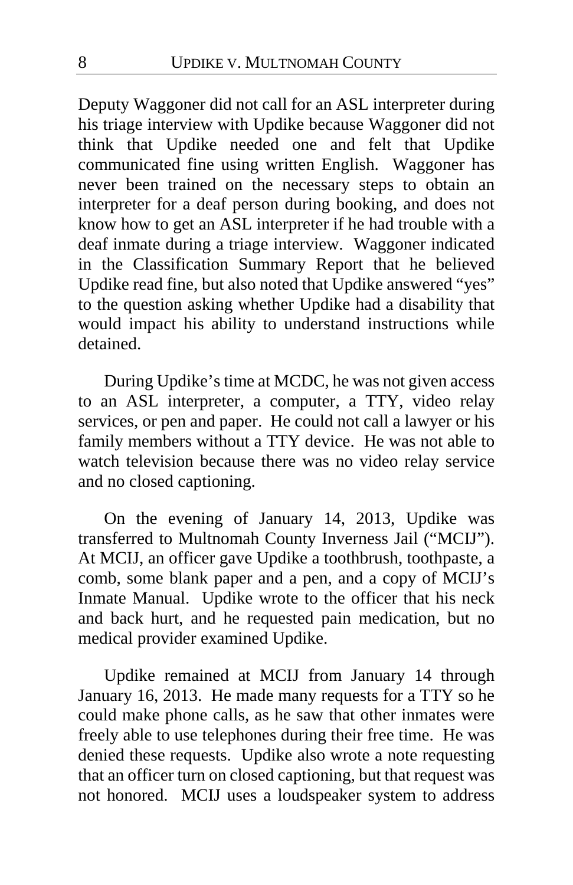Deputy Waggoner did not call for an ASL interpreter during his triage interview with Updike because Waggoner did not think that Updike needed one and felt that Updike communicated fine using written English. Waggoner has never been trained on the necessary steps to obtain an interpreter for a deaf person during booking, and does not know how to get an ASL interpreter if he had trouble with a deaf inmate during a triage interview. Waggoner indicated in the Classification Summary Report that he believed Updike read fine, but also noted that Updike answered "yes" to the question asking whether Updike had a disability that would impact his ability to understand instructions while detained.

During Updike's time at MCDC, he was not given access to an ASL interpreter, a computer, a TTY, video relay services, or pen and paper. He could not call a lawyer or his family members without a TTY device. He was not able to watch television because there was no video relay service and no closed captioning.

On the evening of January 14, 2013, Updike was transferred to Multnomah County Inverness Jail ("MCIJ"). At MCIJ, an officer gave Updike a toothbrush, toothpaste, a comb, some blank paper and a pen, and a copy of MCIJ's Inmate Manual. Updike wrote to the officer that his neck and back hurt, and he requested pain medication, but no medical provider examined Updike.

Updike remained at MCIJ from January 14 through January 16, 2013. He made many requests for a TTY so he could make phone calls, as he saw that other inmates were freely able to use telephones during their free time. He was denied these requests. Updike also wrote a note requesting that an officer turn on closed captioning, but that request was not honored. MCIJ uses a loudspeaker system to address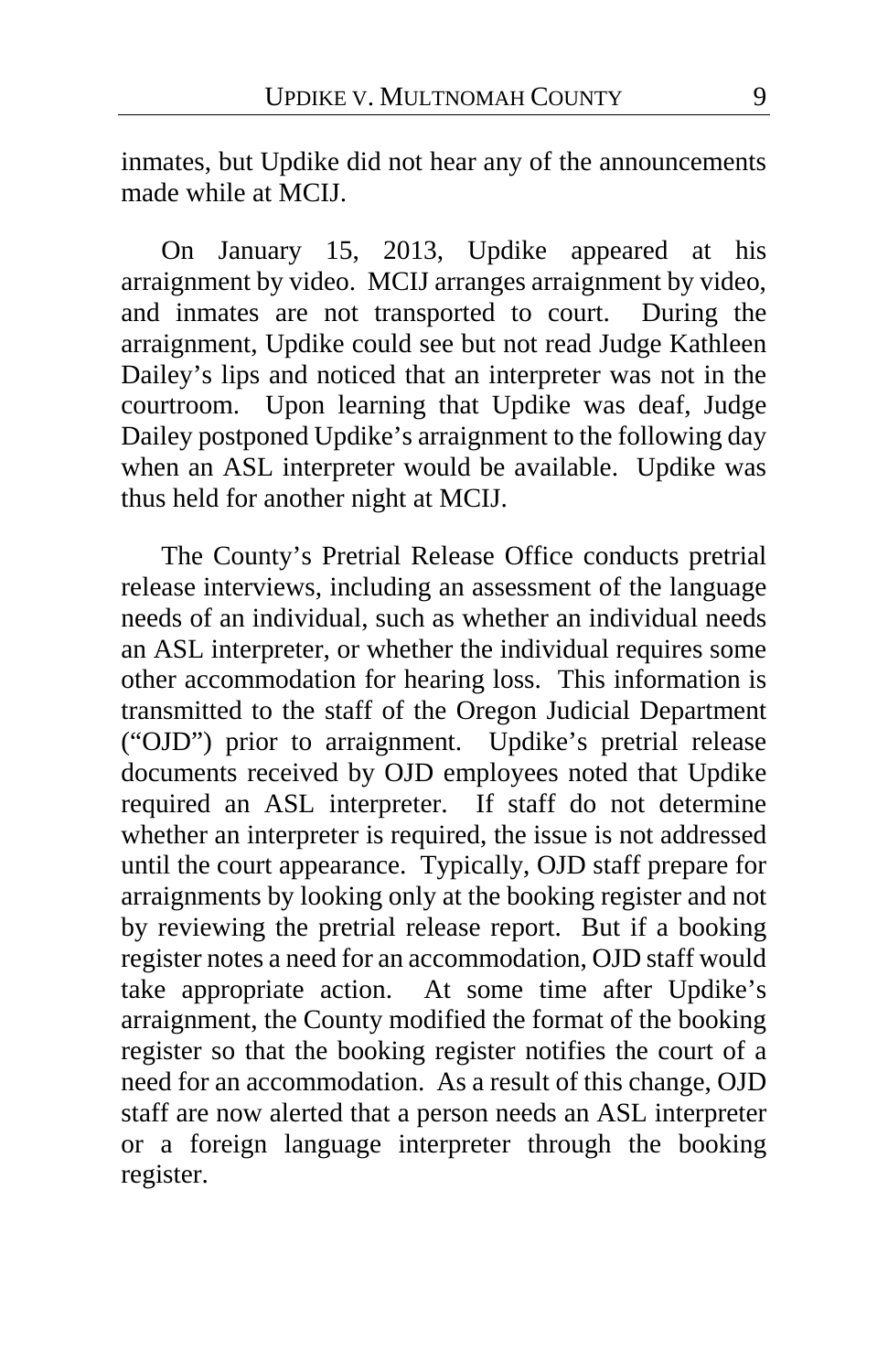inmates, but Updike did not hear any of the announcements made while at MCIJ.

On January 15, 2013, Updike appeared at his arraignment by video. MCIJ arranges arraignment by video, and inmates are not transported to court. During the arraignment, Updike could see but not read Judge Kathleen Dailey's lips and noticed that an interpreter was not in the courtroom. Upon learning that Updike was deaf, Judge Dailey postponed Updike's arraignment to the following day when an ASL interpreter would be available. Updike was thus held for another night at MCIJ.

The County's Pretrial Release Office conducts pretrial release interviews, including an assessment of the language needs of an individual, such as whether an individual needs an ASL interpreter, or whether the individual requires some other accommodation for hearing loss. This information is transmitted to the staff of the Oregon Judicial Department ("OJD") prior to arraignment. Updike's pretrial release documents received by OJD employees noted that Updike required an ASL interpreter. If staff do not determine whether an interpreter is required, the issue is not addressed until the court appearance. Typically, OJD staff prepare for arraignments by looking only at the booking register and not by reviewing the pretrial release report. But if a booking register notes a need for an accommodation, OJD staff would take appropriate action. At some time after Updike's arraignment, the County modified the format of the booking register so that the booking register notifies the court of a need for an accommodation. As a result of this change, OJD staff are now alerted that a person needs an ASL interpreter or a foreign language interpreter through the booking register.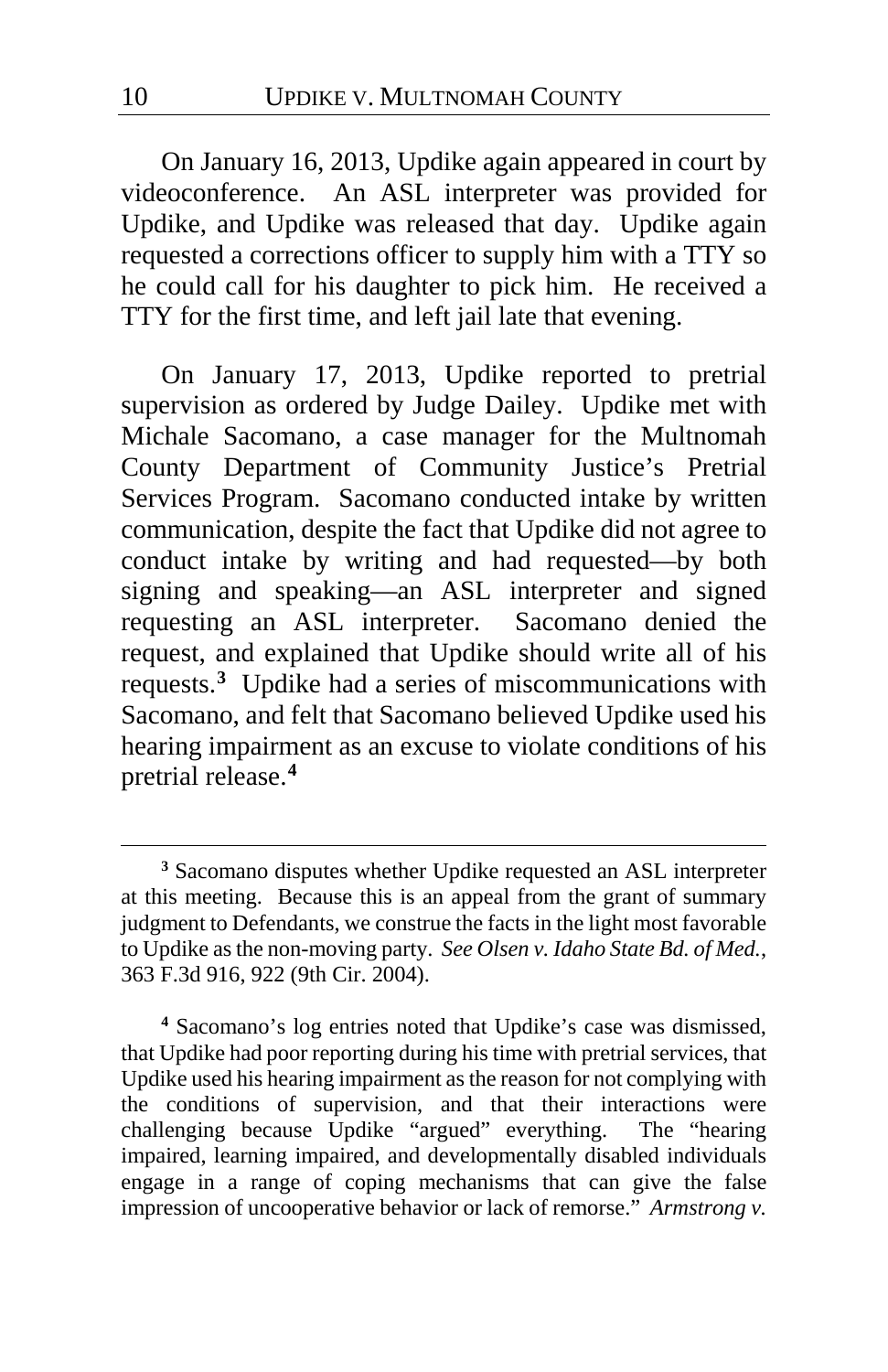On January 16, 2013, Updike again appeared in court by videoconference. An ASL interpreter was provided for Updike, and Updike was released that day. Updike again requested a corrections officer to supply him with a TTY so he could call for his daughter to pick him. He received a TTY for the first time, and left jail late that evening.

On January 17, 2013, Updike reported to pretrial supervision as ordered by Judge Dailey. Updike met with Michale Sacomano, a case manager for the Multnomah County Department of Community Justice's Pretrial Services Program. Sacomano conducted intake by written communication, despite the fact that Updike did not agree to conduct intake by writing and had requested—by both signing and speaking—an ASL interpreter and signed requesting an ASL interpreter. Sacomano denied the request, and explained that Updike should write all of his requests.[3] Updike had a series of miscommunications with Sacomano, and felt that Sacomano believed Updike used his hearing impairment as an excuse to violate conditions of his pretrial release.[4]

[3] Sacomano disputes whether Updike requested an ASL interpreter at this meeting. Because this is an appeal from the grant of summary judgment to Defendants, we construe the facts in the light most favorable to Updike as the non-moving party. *See Olsen v. Idaho State Bd. of Med.*, 363 F.3d 916, 922 (9th Cir. 2004).

[4] Sacomano's log entries noted that Updike's case was dismissed, that Updike had poor reporting during his time with pretrial services, that Updike used his hearing impairment as the reason for not complying with the conditions of supervision, and that their interactions were challenging because Updike "argued" everything. The "hearing impaired, learning impaired, and developmentally disabled individuals engage in a range of coping mechanisms that can give the false impression of uncooperative behavior or lack of remorse." *Armstrong v.*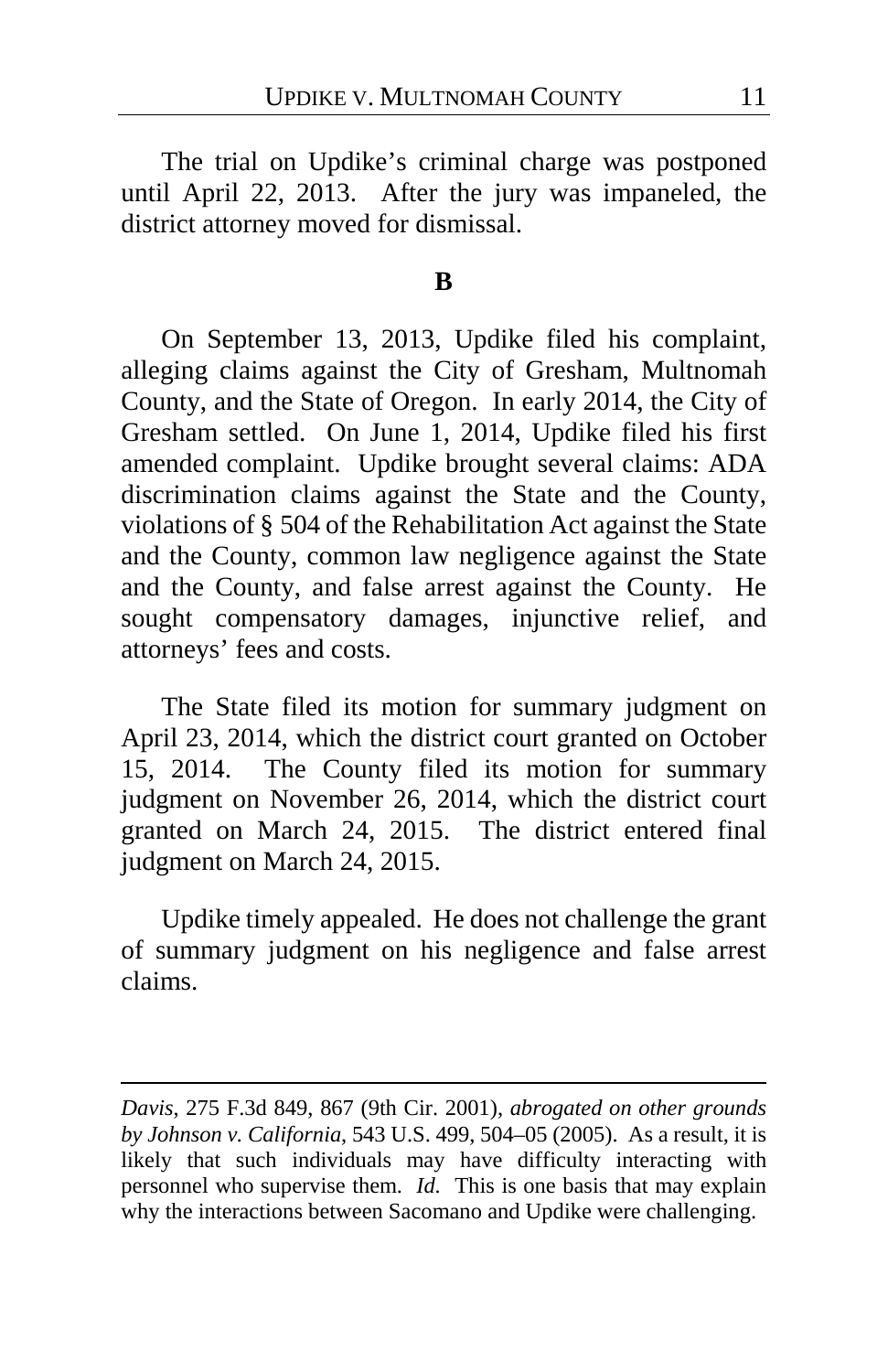The trial on Updike's criminal charge was postponed until April 22, 2013. After the jury was impaneled, the district attorney moved for dismissal.

## B

On September 13, 2013, Updike filed his complaint, alleging claims against the City of Gresham, Multnomah County, and the State of Oregon. In early 2014, the City of Gresham settled. On June 1, 2014, Updike filed his first amended complaint. Updike brought several claims: ADA discrimination claims against the State and the County, violations of § 504 of the Rehabilitation Act against the State and the County, common law negligence against the State and the County, and false arrest against the County. He sought compensatory damages, injunctive relief, and attorneys' fees and costs.

The State filed its motion for summary judgment on April 23, 2014, which the district court granted on October 15, 2014. The County filed its motion for summary judgment on November 26, 2014, which the district court granted on March 24, 2015. The district entered final judgment on March 24, 2015.

Updike timely appealed. He does not challenge the grant of summary judgment on his negligence and false arrest claims.

---

*Davis*, 275 F.3d 849, 867 (9th Cir. 2001), *abrogated on other grounds by Johnson v. California*, 543 U.S. 499, 504–05 (2005). As a result, it is likely that such individuals may have difficulty interacting with personnel who supervise them. *Id.* This is one basis that may explain why the interactions between Sacomano and Updike were challenging.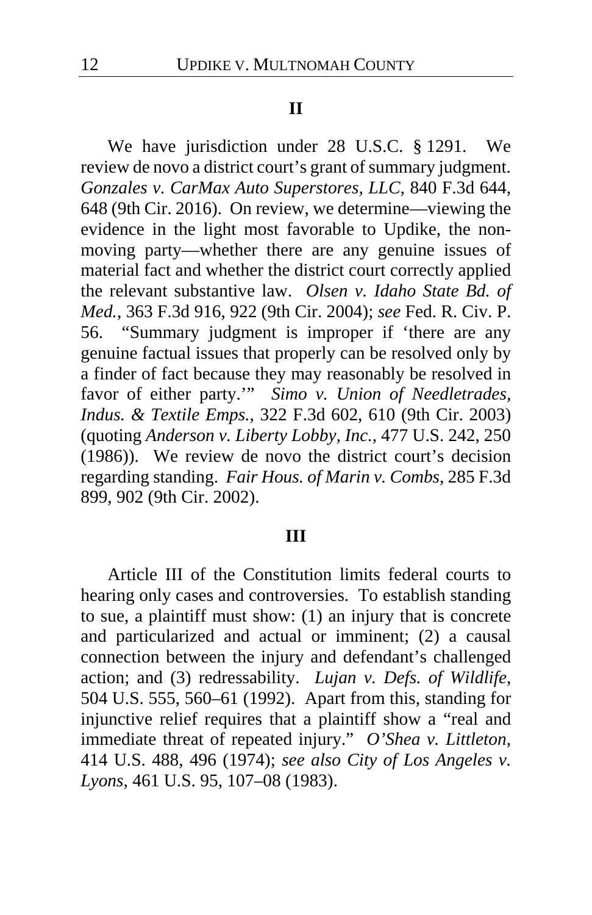## II

We have jurisdiction under 28 U.S.C. § 1291. We review de novo a district court's grant of summary judgment. *Gonzales v. CarMax Auto Superstores, LLC*, 840 F.3d 644, 648 (9th Cir. 2016). On review, we determine—viewing the evidence in the light most favorable to Updike, the non-moving party—whether there are any genuine issues of material fact and whether the district court correctly applied the relevant substantive law. *Olsen v. Idaho State Bd. of Med.*, 363 F.3d 916, 922 (9th Cir. 2004); *see* Fed. R. Civ. P. 56. "Summary judgment is improper if 'there are any genuine factual issues that properly can be resolved only by a finder of fact because they may reasonably be resolved in favor of either party.'" *Simo v. Union of Needletrades, Indus. & Textile Emps.*, 322 F.3d 602, 610 (9th Cir. 2003) (quoting *Anderson v. Liberty Lobby, Inc.*, 477 U.S. 242, 250 (1986)). We review de novo the district court's decision regarding standing. *Fair Hous. of Marin v. Combs*, 285 F.3d 899, 902 (9th Cir. 2002).

## III

Article III of the Constitution limits federal courts to hearing only cases and controversies. To establish standing to sue, a plaintiff must show: (1) an injury that is concrete and particularized and actual or imminent; (2) a causal connection between the injury and defendant's challenged action; and (3) redressability. *Lujan v. Defs. of Wildlife*, 504 U.S. 555, 560–61 (1992). Apart from this, standing for injunctive relief requires that a plaintiff show a "real and immediate threat of repeated injury." *O'Shea v. Littleton*, 414 U.S. 488, 496 (1974); *see also City of Los Angeles v. Lyons*, 461 U.S. 95, 107–08 (1983).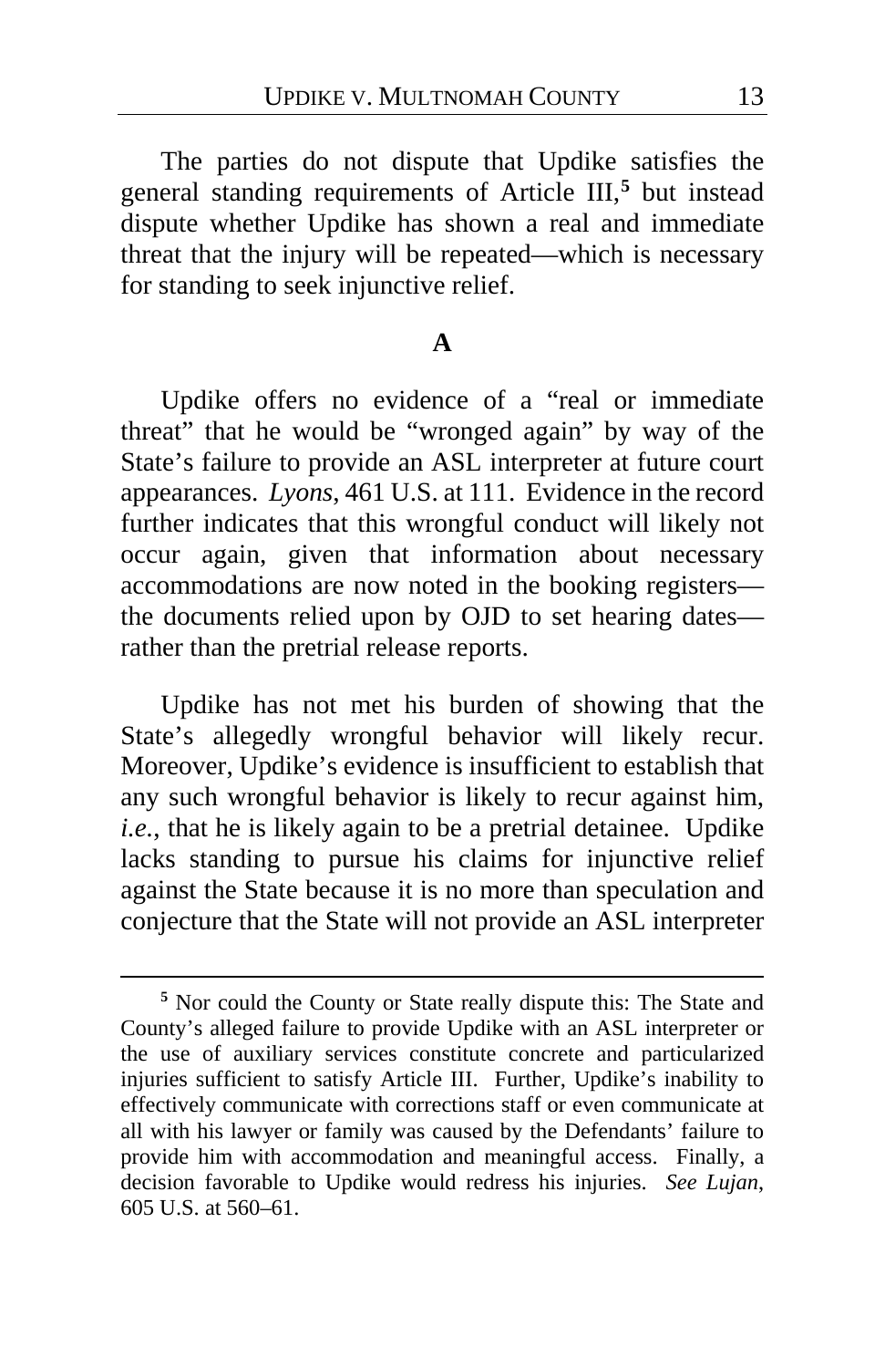The parties do not dispute that Updike satisfies the general standing requirements of Article III,[5] but instead dispute whether Updike has shown a real and immediate threat that the injury will be repeated—which is necessary for standing to seek injunctive relief.

### A

Updike offers no evidence of a "real or immediate threat" that he would be "wronged again" by way of the State's failure to provide an ASL interpreter at future court appearances. *Lyons*, 461 U.S. at 111. Evidence in the record further indicates that this wrongful conduct will likely not occur again, given that information about necessary accommodations are now noted in the booking registers—the documents relied upon by OJD to set hearing dates—rather than the pretrial release reports.

Updike has not met his burden of showing that the State's allegedly wrongful behavior will likely recur. Moreover, Updike's evidence is insufficient to establish that any such wrongful behavior is likely to recur against him, *i.e.*, that he is likely again to be a pretrial detainee. Updike lacks standing to pursue his claims for injunctive relief against the State because it is no more than speculation and conjecture that the State will not provide an ASL interpreter

---

[5] Nor could the County or State really dispute this: The State and County's alleged failure to provide Updike with an ASL interpreter or the use of auxiliary services constitute concrete and particularized injuries sufficient to satisfy Article III. Further, Updike's inability to effectively communicate with corrections staff or even communicate at all with his lawyer or family was caused by the Defendants' failure to provide him with accommodation and meaningful access. Finally, a decision favorable to Updike would redress his injuries. *See Lujan*, 605 U.S. at 560–61.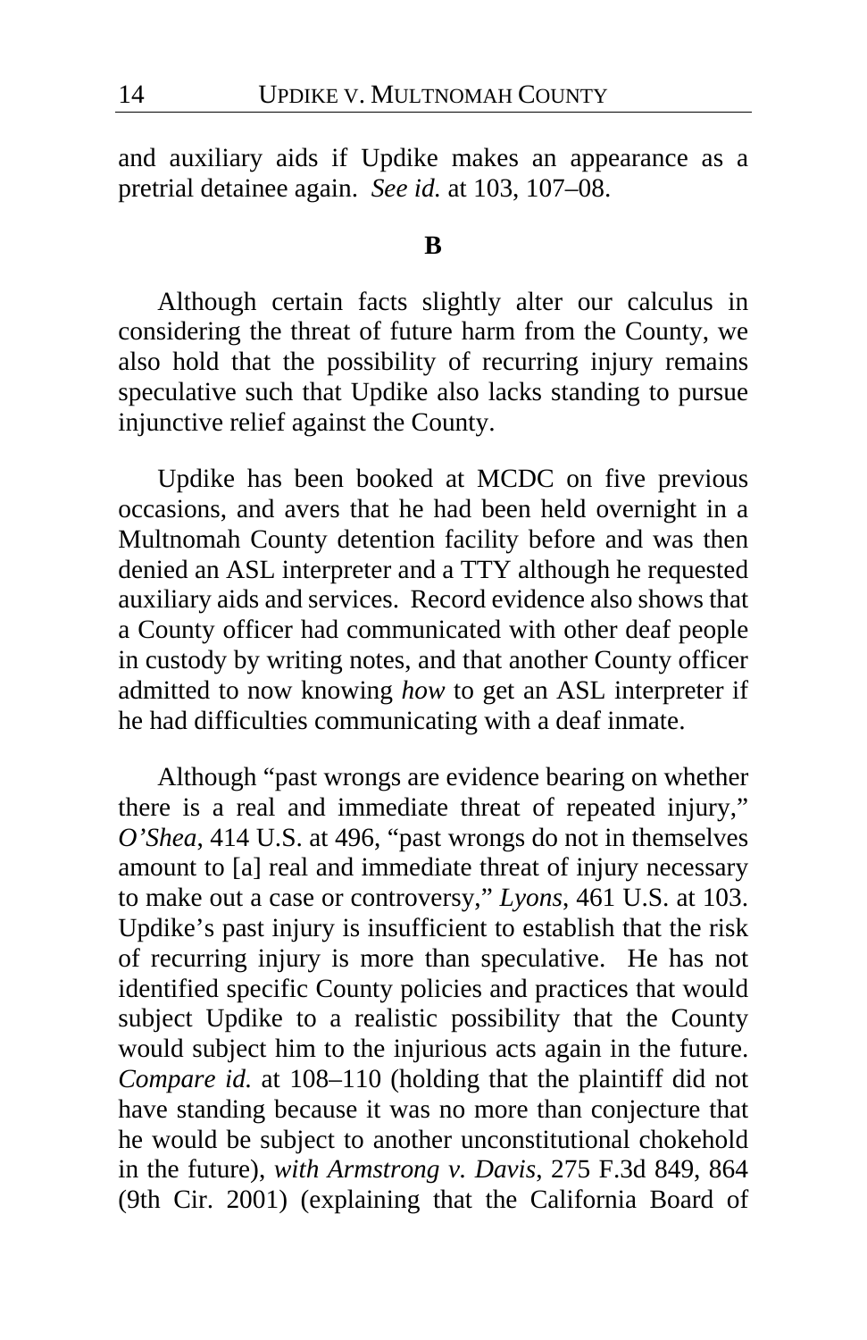and auxiliary aids if Updike makes an appearance as a pretrial detainee again. *See id.* at 103, 107–08.

**B**

Although certain facts slightly alter our calculus in considering the threat of future harm from the County, we also hold that the possibility of recurring injury remains speculative such that Updike also lacks standing to pursue injunctive relief against the County.

Updike has been booked at MCDC on five previous occasions, and avers that he had been held overnight in a Multnomah County detention facility before and was then denied an ASL interpreter and a TTY although he requested auxiliary aids and services. Record evidence also shows that a County officer had communicated with other deaf people in custody by writing notes, and that another County officer admitted to now knowing *how* to get an ASL interpreter if he had difficulties communicating with a deaf inmate.

Although "past wrongs are evidence bearing on whether there is a real and immediate threat of repeated injury," *O'Shea*, 414 U.S. at 496, "past wrongs do not in themselves amount to [a] real and immediate threat of injury necessary to make out a case or controversy," *Lyons*, 461 U.S. at 103. Updike's past injury is insufficient to establish that the risk of recurring injury is more than speculative. He has not identified specific County policies and practices that would subject Updike to a realistic possibility that the County would subject him to the injurious acts again in the future. *Compare id.* at 108–110 (holding that the plaintiff did not have standing because it was no more than conjecture that he would be subject to another unconstitutional chokehold in the future), *with Armstrong v. Davis*, 275 F.3d 849, 864 (9th Cir. 2001) (explaining that the California Board of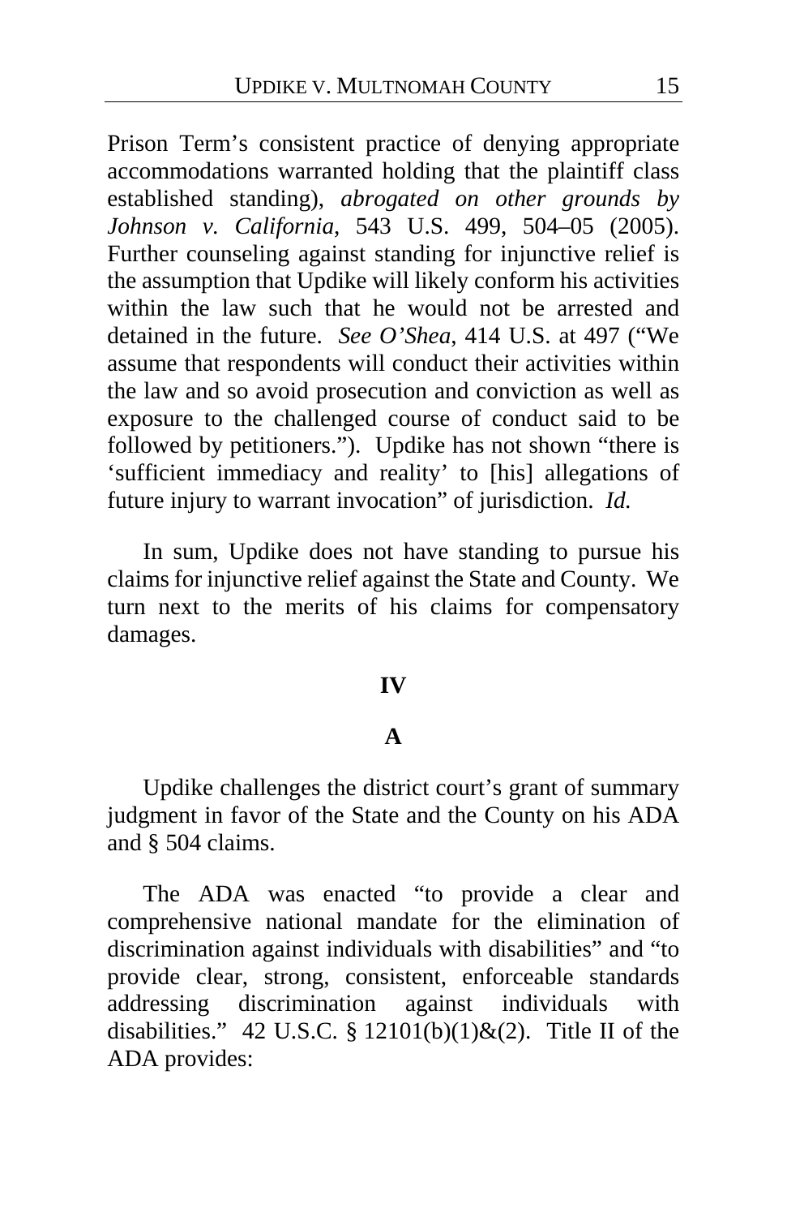Prison Term's consistent practice of denying appropriate accommodations warranted holding that the plaintiff class established standing), *abrogated on other grounds by Johnson v. California*, 543 U.S. 499, 504–05 (2005). Further counseling against standing for injunctive relief is the assumption that Updike will likely conform his activities within the law such that he would not be arrested and detained in the future. *See O'Shea*, 414 U.S. at 497 ("We assume that respondents will conduct their activities within the law and so avoid prosecution and conviction as well as exposure to the challenged course of conduct said to be followed by petitioners."). Updike has not shown "there is 'sufficient immediacy and reality' to [his] allegations of future injury to warrant invocation" of jurisdiction. *Id.*

In sum, Updike does not have standing to pursue his claims for injunctive relief against the State and County. We turn next to the merits of his claims for compensatory damages.

## IV

### A

Updike challenges the district court's grant of summary judgment in favor of the State and the County on his ADA and § 504 claims.

The ADA was enacted "to provide a clear and comprehensive national mandate for the elimination of discrimination against individuals with disabilities" and "to provide clear, strong, consistent, enforceable standards addressing discrimination against individuals with disabilities." 42 U.S.C. § 12101(b)(1)&(2). Title II of the ADA provides: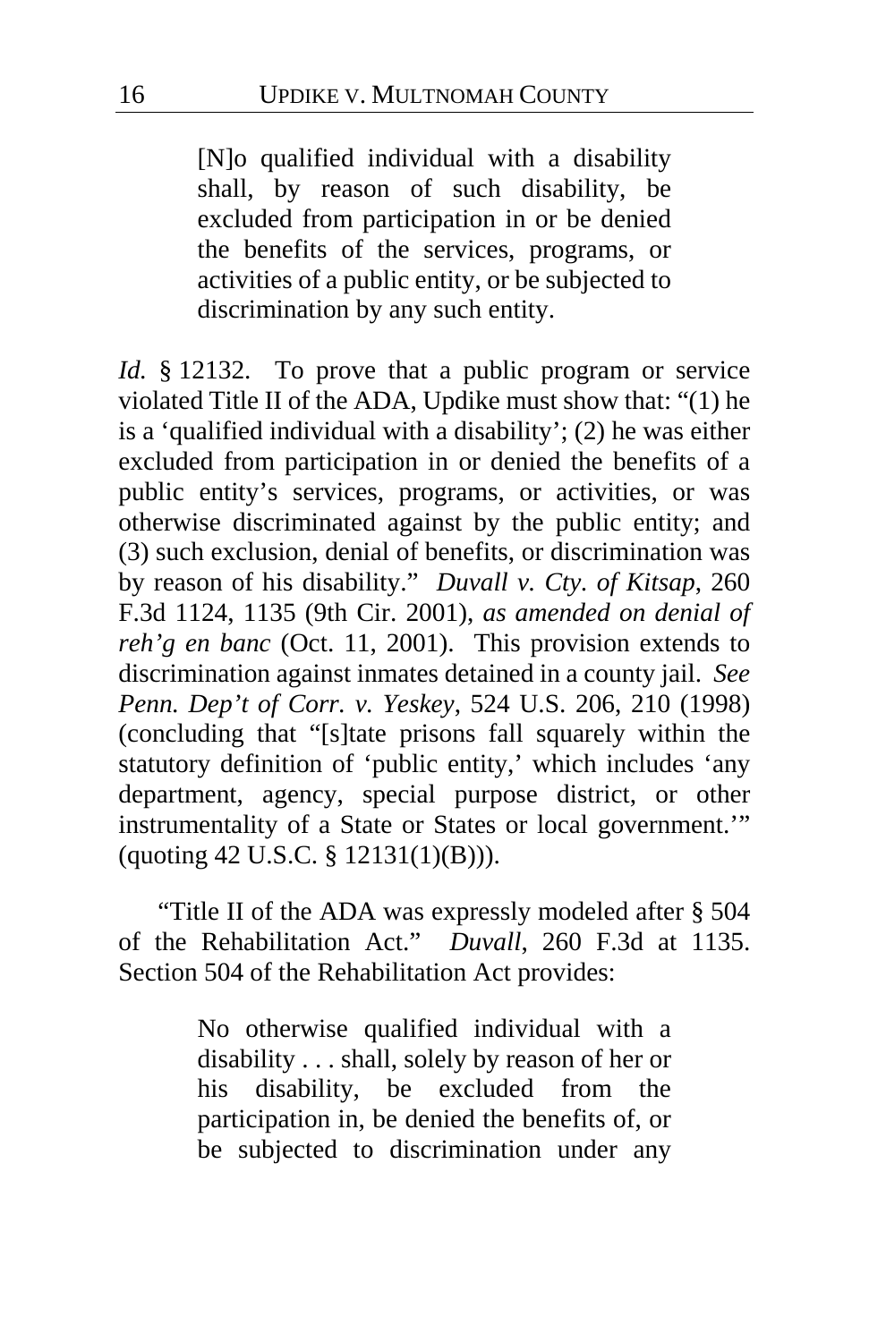> [N]o qualified individual with a disability shall, by reason of such disability, be excluded from participation in or be denied the benefits of the services, programs, or activities of a public entity, or be subjected to discrimination by any such entity.

*Id.* § 12132. To prove that a public program or service violated Title II of the ADA, Updike must show that: "(1) he is a 'qualified individual with a disability'; (2) he was either excluded from participation in or denied the benefits of a public entity's services, programs, or activities, or was otherwise discriminated against by the public entity; and (3) such exclusion, denial of benefits, or discrimination was by reason of his disability." *Duvall v. Cty. of Kitsap*, 260 F.3d 1124, 1135 (9th Cir. 2001), *as amended on denial of reh'g en banc* (Oct. 11, 2001). This provision extends to discrimination against inmates detained in a county jail. *See Penn. Dep't of Corr. v. Yeskey*, 524 U.S. 206, 210 (1998) (concluding that "[s]tate prisons fall squarely within the statutory definition of 'public entity,' which includes 'any department, agency, special purpose district, or other instrumentality of a State or States or local government.'" (quoting 42 U.S.C. § 12131(1)(B))).

"Title II of the ADA was expressly modeled after § 504 of the Rehabilitation Act." *Duvall*, 260 F.3d at 1135. Section 504 of the Rehabilitation Act provides:

> No otherwise qualified individual with a disability . . . shall, solely by reason of her or his disability, be excluded from the participation in, be denied the benefits of, or be subjected to discrimination under any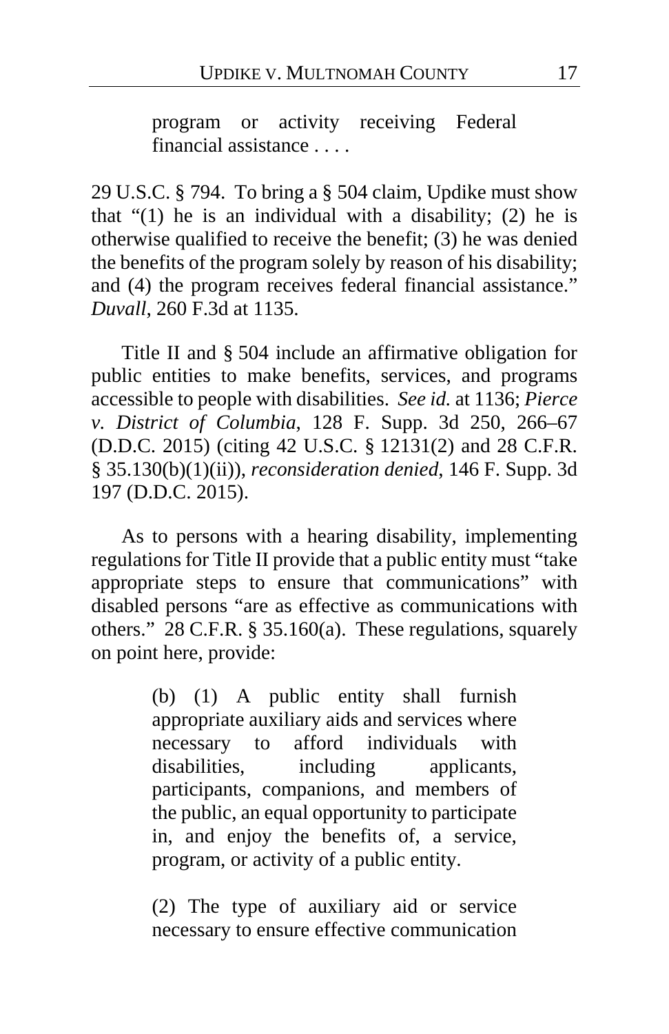> program or activity receiving Federal financial assistance . . . .

29 U.S.C. § 794. To bring a § 504 claim, Updike must show that "(1) he is an individual with a disability; (2) he is otherwise qualified to receive the benefit; (3) he was denied the benefits of the program solely by reason of his disability; and (4) the program receives federal financial assistance." *Duvall*, 260 F.3d at 1135.

Title II and § 504 include an affirmative obligation for public entities to make benefits, services, and programs accessible to people with disabilities. *See id.* at 1136; *Pierce v. District of Columbia*, 128 F. Supp. 3d 250, 266–67 (D.D.C. 2015) (citing 42 U.S.C. § 12131(2) and 28 C.F.R. § 35.130(b)(1)(ii)), *reconsideration denied*, 146 F. Supp. 3d 197 (D.D.C. 2015).

As to persons with a hearing disability, implementing regulations for Title II provide that a public entity must "take appropriate steps to ensure that communications" with disabled persons "are as effective as communications with others." 28 C.F.R. § 35.160(a). These regulations, squarely on point here, provide:

> (b) (1) A public entity shall furnish appropriate auxiliary aids and services where necessary to afford individuals with disabilities, including applicants, participants, companions, and members of the public, an equal opportunity to participate in, and enjoy the benefits of, a service, program, or activity of a public entity.
>
> (2) The type of auxiliary aid or service necessary to ensure effective communication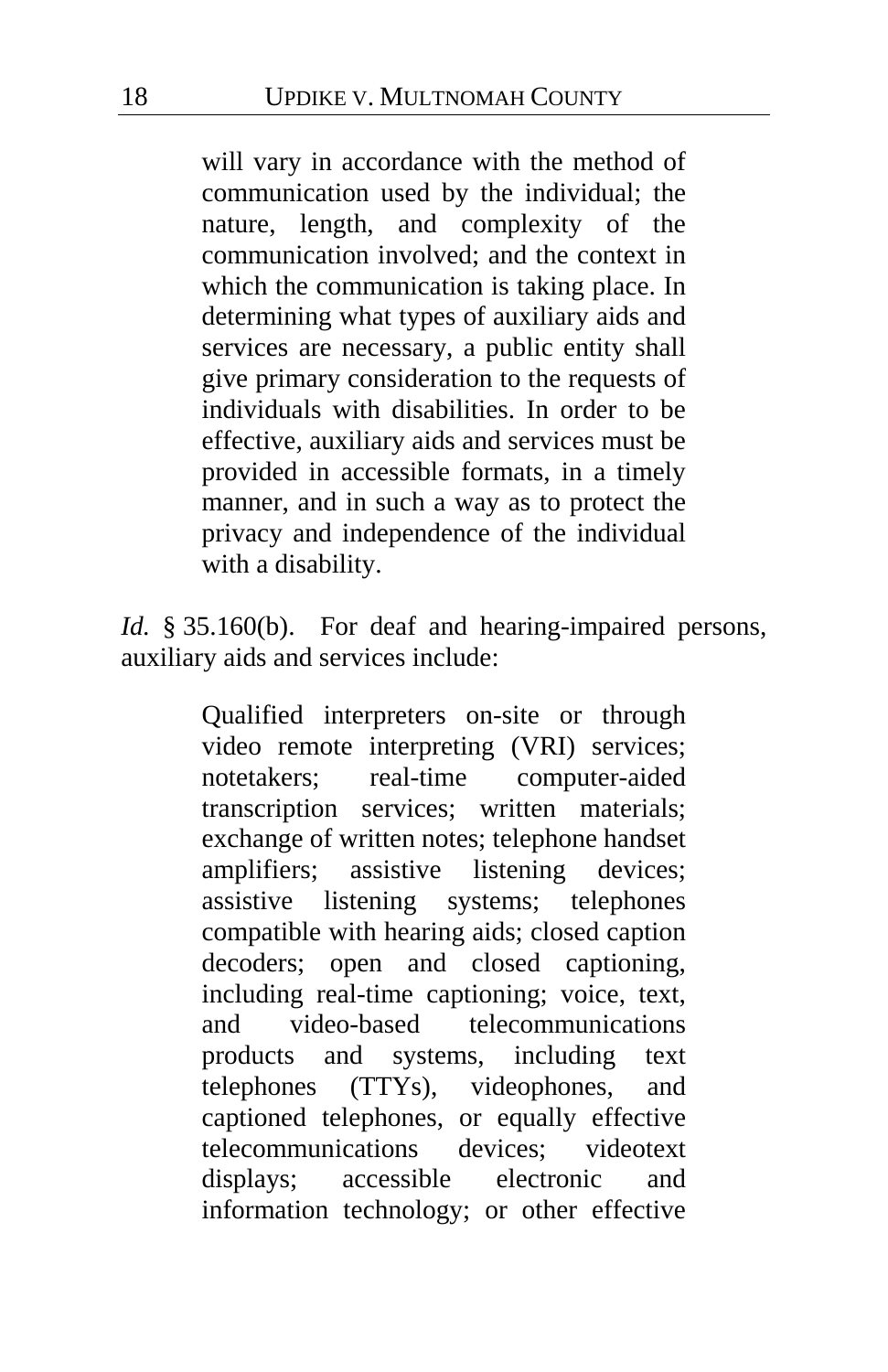> will vary in accordance with the method of communication used by the individual; the nature, length, and complexity of the communication involved; and the context in which the communication is taking place. In determining what types of auxiliary aids and services are necessary, a public entity shall give primary consideration to the requests of individuals with disabilities. In order to be effective, auxiliary aids and services must be provided in accessible formats, in a timely manner, and in such a way as to protect the privacy and independence of the individual with a disability.

*Id.* § 35.160(b). For deaf and hearing-impaired persons, auxiliary aids and services include:

> Qualified interpreters on-site or through video remote interpreting (VRI) services; notetakers; real-time computer-aided transcription services; written materials; exchange of written notes; telephone handset amplifiers; assistive listening devices; assistive listening systems; telephones compatible with hearing aids; closed caption decoders; open and closed captioning, including real-time captioning; voice, text, and video-based telecommunications products and systems, including text telephones (TTYs), videophones, and captioned telephones, or equally effective telecommunications devices; videotext displays; accessible electronic and information technology; or other effective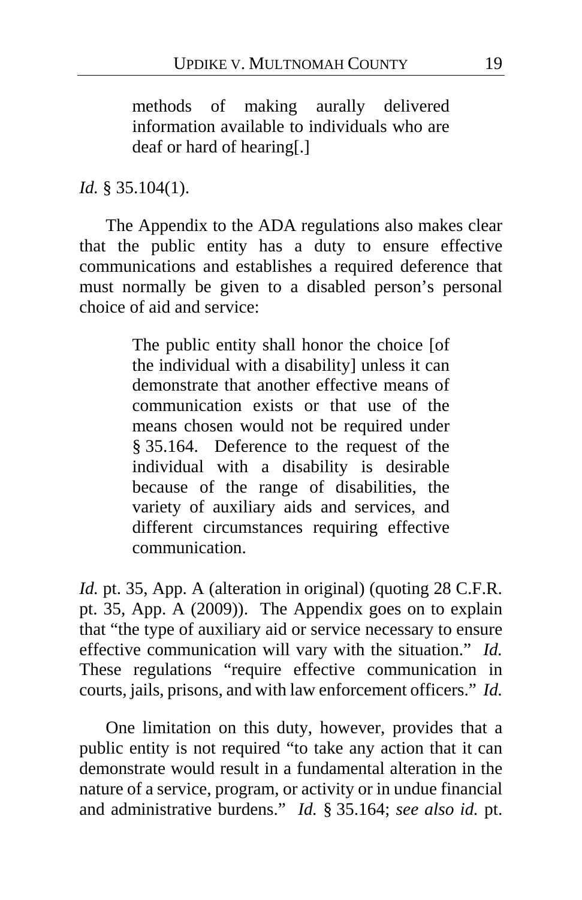> methods of making aurally delivered information available to individuals who are deaf or hard of hearing[.]

*Id.* § 35.104(1).

The Appendix to the ADA regulations also makes clear that the public entity has a duty to ensure effective communications and establishes a required deference that must normally be given to a disabled person's personal choice of aid and service:

> The public entity shall honor the choice [of the individual with a disability] unless it can demonstrate that another effective means of communication exists or that use of the means chosen would not be required under § 35.164. Deference to the request of the individual with a disability is desirable because of the range of disabilities, the variety of auxiliary aids and services, and different circumstances requiring effective communication.

*Id.* pt. 35, App. A (alteration in original) (quoting 28 C.F.R. pt. 35, App. A (2009)). The Appendix goes on to explain that "the type of auxiliary aid or service necessary to ensure effective communication will vary with the situation." *Id.* These regulations "require effective communication in courts, jails, prisons, and with law enforcement officers." *Id.*

One limitation on this duty, however, provides that a public entity is not required "to take any action that it can demonstrate would result in a fundamental alteration in the nature of a service, program, or activity or in undue financial and administrative burdens." *Id.* § 35.164; *see also id.* pt.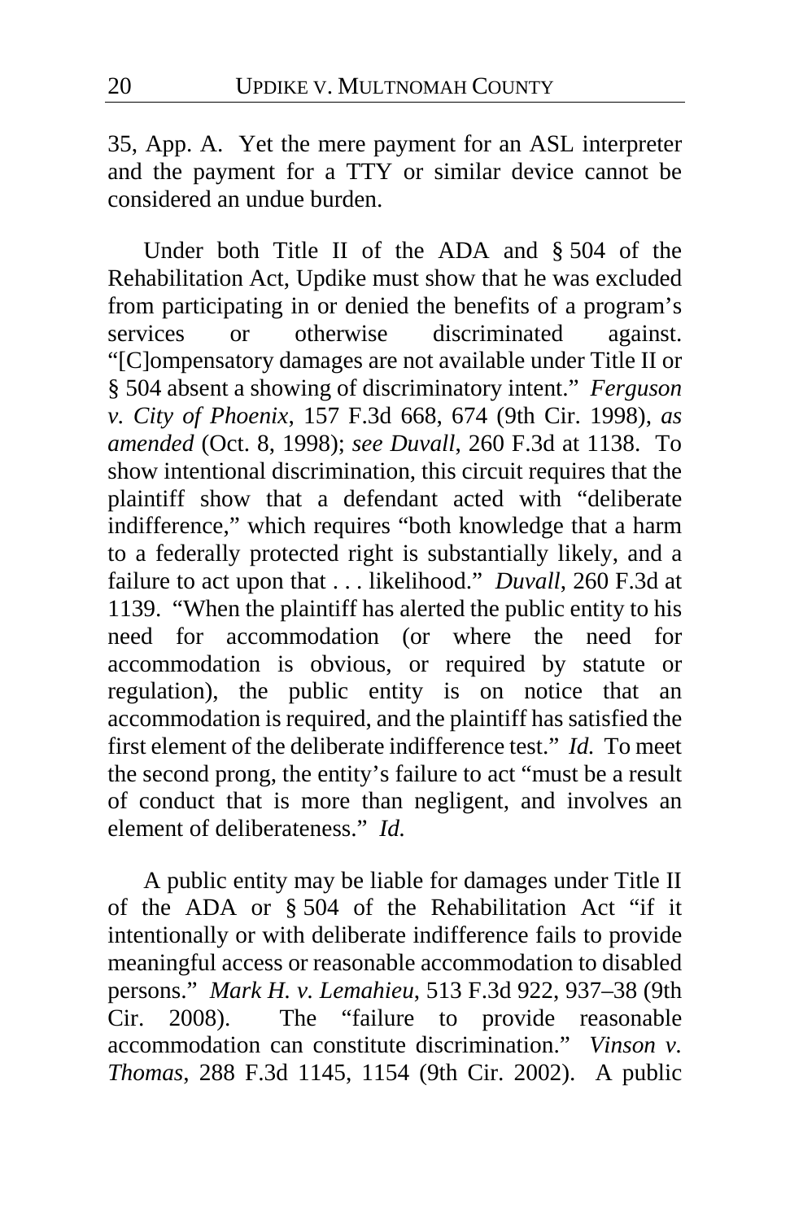35, App. A. Yet the mere payment for an ASL interpreter and the payment for a TTY or similar device cannot be considered an undue burden.

Under both Title II of the ADA and § 504 of the Rehabilitation Act, Updike must show that he was excluded from participating in or denied the benefits of a program's services or otherwise discriminated against. "[C]ompensatory damages are not available under Title II or § 504 absent a showing of discriminatory intent." *Ferguson v. City of Phoenix*, 157 F.3d 668, 674 (9th Cir. 1998), *as amended* (Oct. 8, 1998); *see Duvall*, 260 F.3d at 1138. To show intentional discrimination, this circuit requires that the plaintiff show that a defendant acted with "deliberate indifference," which requires "both knowledge that a harm to a federally protected right is substantially likely, and a failure to act upon that . . . likelihood." *Duvall*, 260 F.3d at 1139. "When the plaintiff has alerted the public entity to his need for accommodation (or where the need for accommodation is obvious, or required by statute or regulation), the public entity is on notice that an accommodation is required, and the plaintiff has satisfied the first element of the deliberate indifference test." *Id.* To meet the second prong, the entity's failure to act "must be a result of conduct that is more than negligent, and involves an element of deliberateness." *Id.*

A public entity may be liable for damages under Title II of the ADA or § 504 of the Rehabilitation Act "if it intentionally or with deliberate indifference fails to provide meaningful access or reasonable accommodation to disabled persons." *Mark H. v. Lemahieu*, 513 F.3d 922, 937–38 (9th Cir. 2008). The "failure to provide reasonable accommodation can constitute discrimination." *Vinson v. Thomas*, 288 F.3d 1145, 1154 (9th Cir. 2002). A public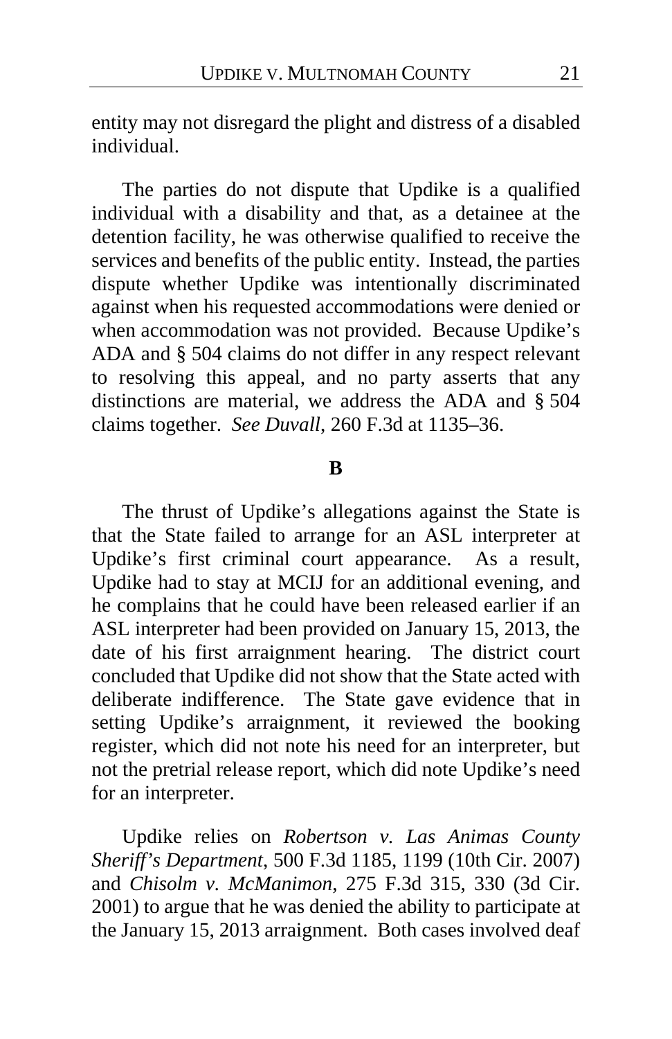entity may not disregard the plight and distress of a disabled individual.

The parties do not dispute that Updike is a qualified individual with a disability and that, as a detainee at the detention facility, he was otherwise qualified to receive the services and benefits of the public entity. Instead, the parties dispute whether Updike was intentionally discriminated against when his requested accommodations were denied or when accommodation was not provided. Because Updike's ADA and § 504 claims do not differ in any respect relevant to resolving this appeal, and no party asserts that any distinctions are material, we address the ADA and § 504 claims together. *See Duvall*, 260 F.3d at 1135–36.

### B

The thrust of Updike's allegations against the State is that the State failed to arrange for an ASL interpreter at Updike's first criminal court appearance. As a result, Updike had to stay at MCIJ for an additional evening, and he complains that he could have been released earlier if an ASL interpreter had been provided on January 15, 2013, the date of his first arraignment hearing. The district court concluded that Updike did not show that the State acted with deliberate indifference. The State gave evidence that in setting Updike's arraignment, it reviewed the booking register, which did not note his need for an interpreter, but not the pretrial release report, which did note Updike's need for an interpreter.

Updike relies on *Robertson v. Las Animas County Sheriff's Department*, 500 F.3d 1185, 1199 (10th Cir. 2007) and *Chisolm v. McManimon*, 275 F.3d 315, 330 (3d Cir. 2001) to argue that he was denied the ability to participate at the January 15, 2013 arraignment. Both cases involved deaf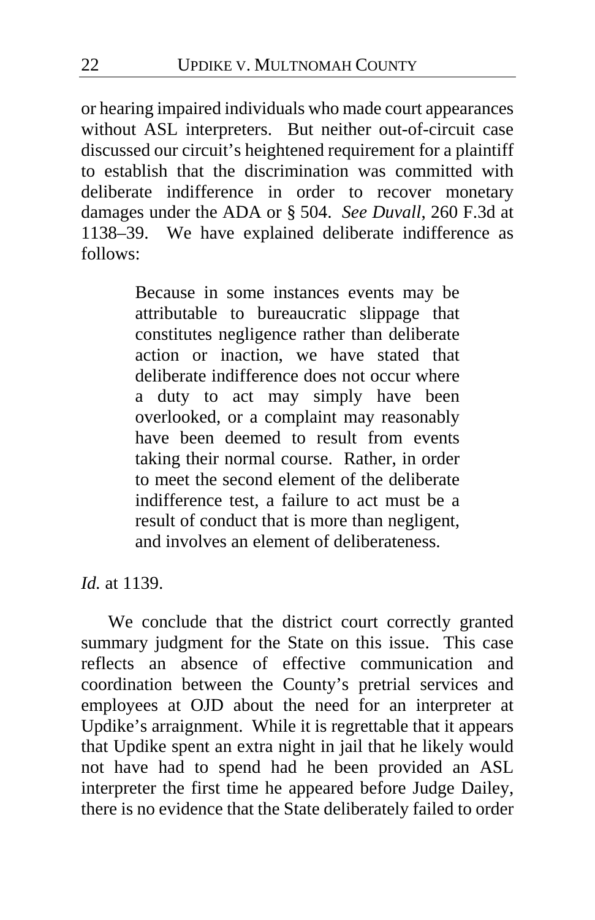or hearing impaired individuals who made court appearances without ASL interpreters. But neither out-of-circuit case discussed our circuit's heightened requirement for a plaintiff to establish that the discrimination was committed with deliberate indifference in order to recover monetary damages under the ADA or § 504. *See Duvall*, 260 F.3d at 1138–39. We have explained deliberate indifference as follows:

> Because in some instances events may be attributable to bureaucratic slippage that constitutes negligence rather than deliberate action or inaction, we have stated that deliberate indifference does not occur where a duty to act may simply have been overlooked, or a complaint may reasonably have been deemed to result from events taking their normal course. Rather, in order to meet the second element of the deliberate indifference test, a failure to act must be a result of conduct that is more than negligent, and involves an element of deliberateness.

*Id.* at 1139.

We conclude that the district court correctly granted summary judgment for the State on this issue. This case reflects an absence of effective communication and coordination between the County's pretrial services and employees at OJD about the need for an interpreter at Updike's arraignment. While it is regrettable that it appears that Updike spent an extra night in jail that he likely would not have had to spend had he been provided an ASL interpreter the first time he appeared before Judge Dailey, there is no evidence that the State deliberately failed to order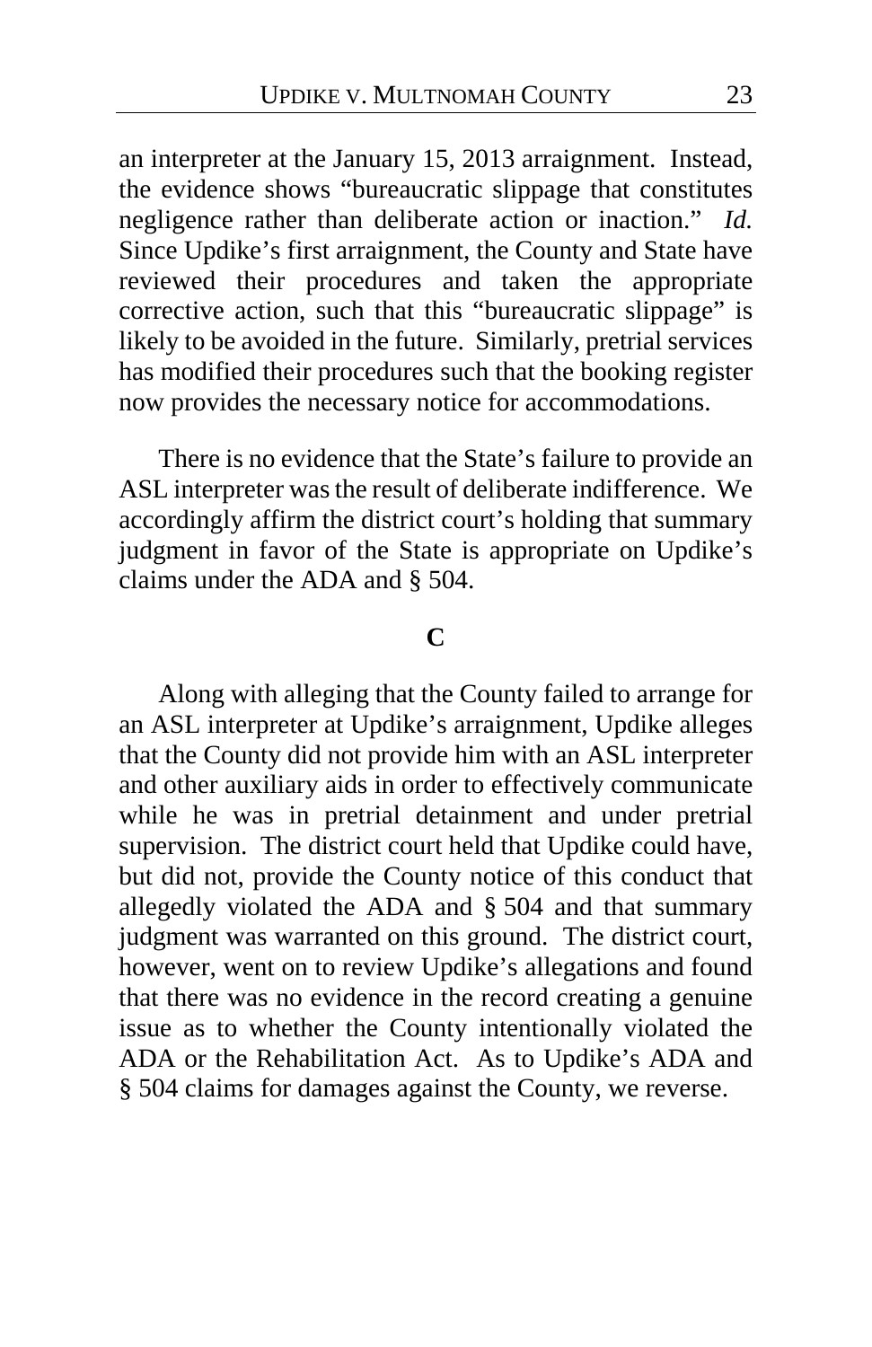an interpreter at the January 15, 2013 arraignment. Instead, the evidence shows "bureaucratic slippage that constitutes negligence rather than deliberate action or inaction." *Id.* Since Updike's first arraignment, the County and State have reviewed their procedures and taken the appropriate corrective action, such that this "bureaucratic slippage" is likely to be avoided in the future. Similarly, pretrial services has modified their procedures such that the booking register now provides the necessary notice for accommodations.

There is no evidence that the State's failure to provide an ASL interpreter was the result of deliberate indifference. We accordingly affirm the district court's holding that summary judgment in favor of the State is appropriate on Updike's claims under the ADA and § 504.

### C

Along with alleging that the County failed to arrange for an ASL interpreter at Updike's arraignment, Updike alleges that the County did not provide him with an ASL interpreter and other auxiliary aids in order to effectively communicate while he was in pretrial detainment and under pretrial supervision. The district court held that Updike could have, but did not, provide the County notice of this conduct that allegedly violated the ADA and § 504 and that summary judgment was warranted on this ground. The district court, however, went on to review Updike's allegations and found that there was no evidence in the record creating a genuine issue as to whether the County intentionally violated the ADA or the Rehabilitation Act. As to Updike's ADA and § 504 claims for damages against the County, we reverse.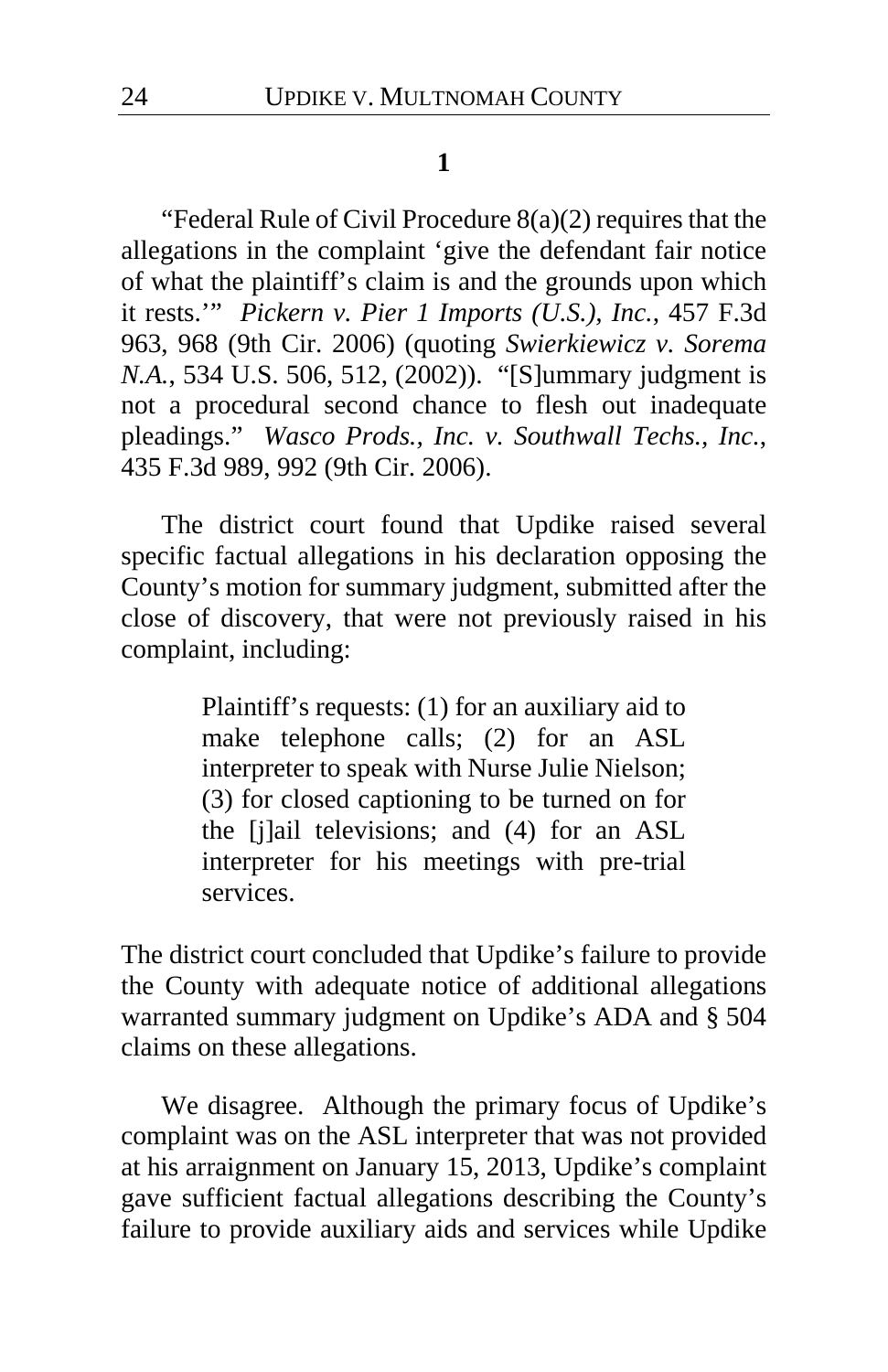**1**

"Federal Rule of Civil Procedure 8(a)(2) requires that the allegations in the complaint 'give the defendant fair notice of what the plaintiff's claim is and the grounds upon which it rests.'" *Pickern v. Pier 1 Imports (U.S.), Inc.*, 457 F.3d 963, 968 (9th Cir. 2006) (quoting *Swierkiewicz v. Sorema N.A.*, 534 U.S. 506, 512, (2002)). "[S]ummary judgment is not a procedural second chance to flesh out inadequate pleadings." *Wasco Prods., Inc. v. Southwall Techs., Inc.*, 435 F.3d 989, 992 (9th Cir. 2006).

The district court found that Updike raised several specific factual allegations in his declaration opposing the County's motion for summary judgment, submitted after the close of discovery, that were not previously raised in his complaint, including:

> Plaintiff's requests: (1) for an auxiliary aid to make telephone calls; (2) for an ASL interpreter to speak with Nurse Julie Nielson; (3) for closed captioning to be turned on for the [j]ail televisions; and (4) for an ASL interpreter for his meetings with pre-trial services.

The district court concluded that Updike's failure to provide the County with adequate notice of additional allegations warranted summary judgment on Updike's ADA and § 504 claims on these allegations.

We disagree. Although the primary focus of Updike's complaint was on the ASL interpreter that was not provided at his arraignment on January 15, 2013, Updike's complaint gave sufficient factual allegations describing the County's failure to provide auxiliary aids and services while Updike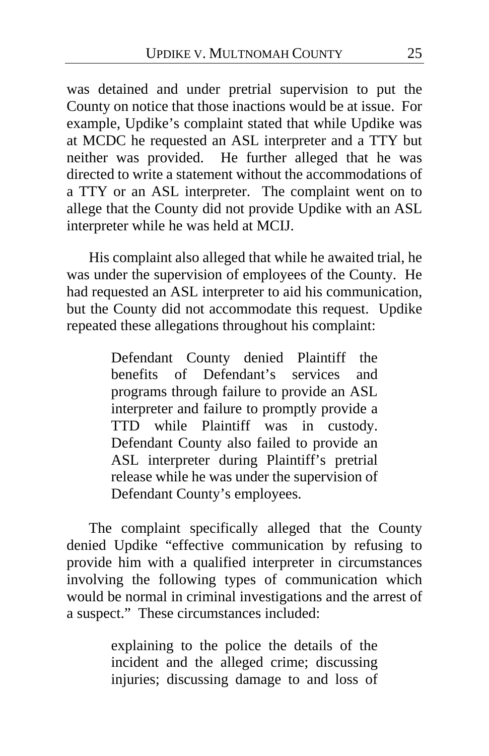was detained and under pretrial supervision to put the County on notice that those inactions would be at issue. For example, Updike's complaint stated that while Updike was at MCDC he requested an ASL interpreter and a TTY but neither was provided. He further alleged that he was directed to write a statement without the accommodations of a TTY or an ASL interpreter. The complaint went on to allege that the County did not provide Updike with an ASL interpreter while he was held at MCIJ.

His complaint also alleged that while he awaited trial, he was under the supervision of employees of the County. He had requested an ASL interpreter to aid his communication, but the County did not accommodate this request. Updike repeated these allegations throughout his complaint:

> Defendant County denied Plaintiff the benefits of Defendant's services and programs through failure to provide an ASL interpreter and failure to promptly provide a TTD while Plaintiff was in custody. Defendant County also failed to provide an ASL interpreter during Plaintiff's pretrial release while he was under the supervision of Defendant County's employees.

The complaint specifically alleged that the County denied Updike "effective communication by refusing to provide him with a qualified interpreter in circumstances involving the following types of communication which would be normal in criminal investigations and the arrest of a suspect." These circumstances included:

> explaining to the police the details of the incident and the alleged crime; discussing injuries; discussing damage to and loss of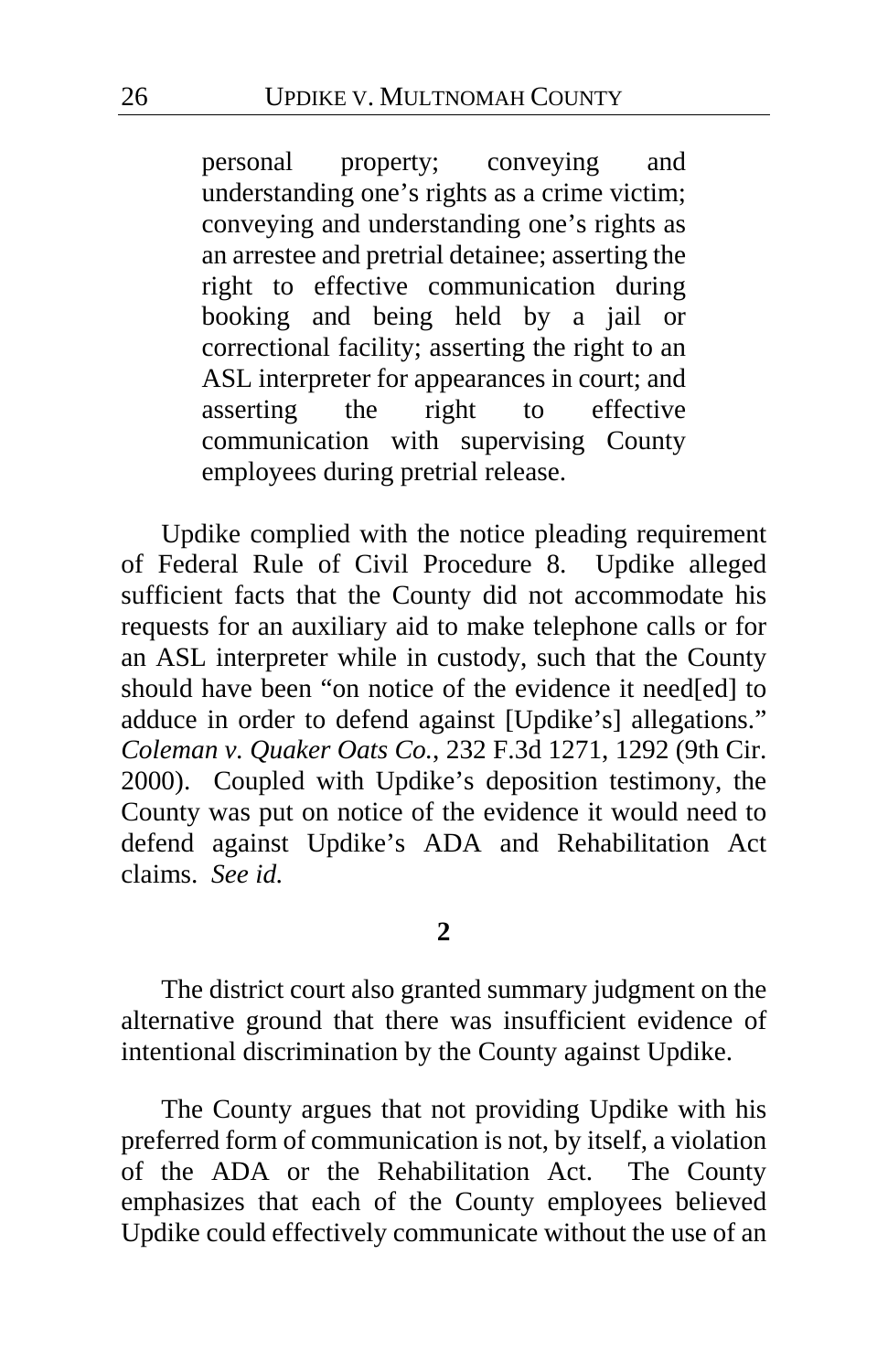> personal property; conveying and understanding one's rights as a crime victim; conveying and understanding one's rights as an arrestee and pretrial detainee; asserting the right to effective communication during booking and being held by a jail or correctional facility; asserting the right to an ASL interpreter for appearances in court; and asserting the right to effective communication with supervising County employees during pretrial release.

Updike complied with the notice pleading requirement of Federal Rule of Civil Procedure 8. Updike alleged sufficient facts that the County did not accommodate his requests for an auxiliary aid to make telephone calls or for an ASL interpreter while in custody, such that the County should have been "on notice of the evidence it need[ed] to adduce in order to defend against [Updike's] allegations." *Coleman v. Quaker Oats Co.*, 232 F.3d 1271, 1292 (9th Cir. 2000). Coupled with Updike's deposition testimony, the County was put on notice of the evidence it would need to defend against Updike's ADA and Rehabilitation Act claims. *See id.*

**2**

The district court also granted summary judgment on the alternative ground that there was insufficient evidence of intentional discrimination by the County against Updike.

The County argues that not providing Updike with his preferred form of communication is not, by itself, a violation of the ADA or the Rehabilitation Act. The County emphasizes that each of the County employees believed Updike could effectively communicate without the use of an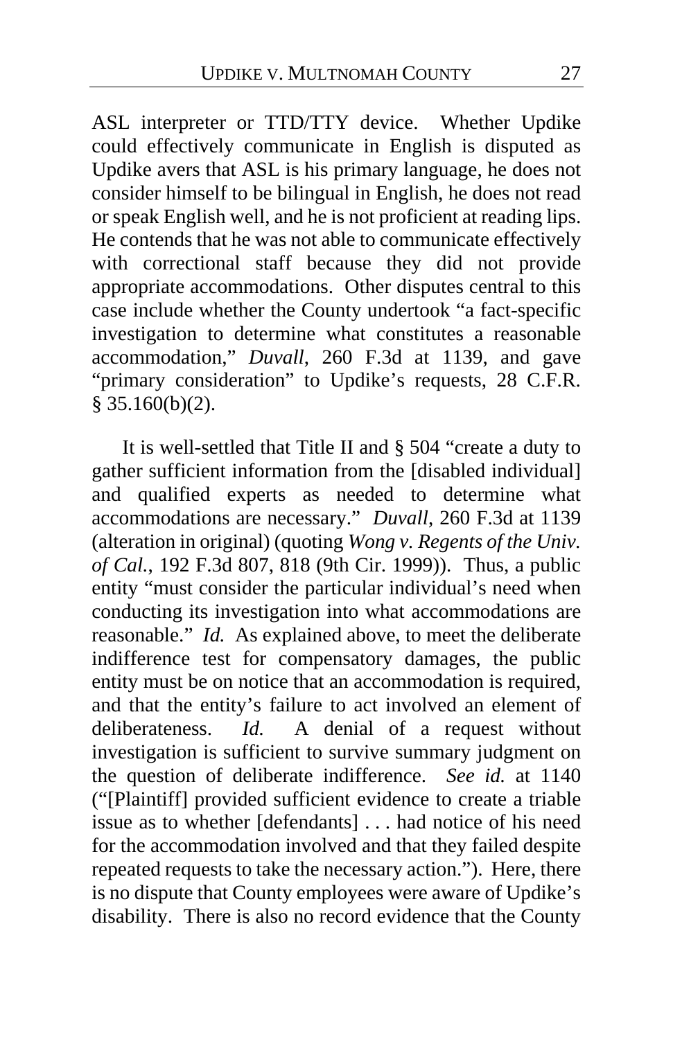ASL interpreter or TTD/TTY device. Whether Updike could effectively communicate in English is disputed as Updike avers that ASL is his primary language, he does not consider himself to be bilingual in English, he does not read or speak English well, and he is not proficient at reading lips. He contends that he was not able to communicate effectively with correctional staff because they did not provide appropriate accommodations. Other disputes central to this case include whether the County undertook "a fact-specific investigation to determine what constitutes a reasonable accommodation," *Duvall*, 260 F.3d at 1139, and gave "primary consideration" to Updike's requests, 28 C.F.R. § 35.160(b)(2).

It is well-settled that Title II and § 504 "create a duty to gather sufficient information from the [disabled individual] and qualified experts as needed to determine what accommodations are necessary." *Duvall*, 260 F.3d at 1139 (alteration in original) (quoting *Wong v. Regents of the Univ. of Cal.*, 192 F.3d 807, 818 (9th Cir. 1999)). Thus, a public entity "must consider the particular individual's need when conducting its investigation into what accommodations are reasonable." *Id.* As explained above, to meet the deliberate indifference test for compensatory damages, the public entity must be on notice that an accommodation is required, and that the entity's failure to act involved an element of deliberateness. *Id.* A denial of a request without investigation is sufficient to survive summary judgment on the question of deliberate indifference. *See id.* at 1140 ("[Plaintiff] provided sufficient evidence to create a triable issue as to whether [defendants] . . . had notice of his need for the accommodation involved and that they failed despite repeated requests to take the necessary action."). Here, there is no dispute that County employees were aware of Updike's disability. There is also no record evidence that the County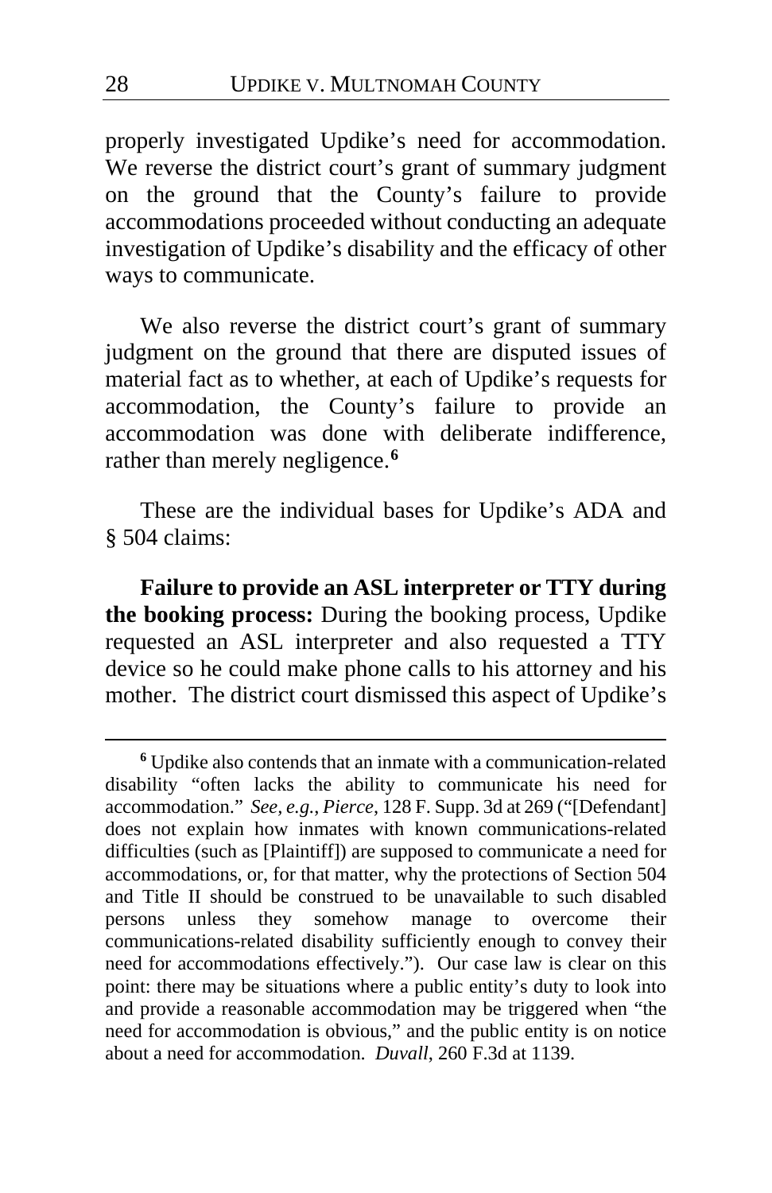properly investigated Updike's need for accommodation. We reverse the district court's grant of summary judgment on the ground that the County's failure to provide accommodations proceeded without conducting an adequate investigation of Updike's disability and the efficacy of other ways to communicate.

We also reverse the district court's grant of summary judgment on the ground that there are disputed issues of material fact as to whether, at each of Updike's requests for accommodation, the County's failure to provide an accommodation was done with deliberate indifference, rather than merely negligence.[6]

These are the individual bases for Updike's ADA and § 504 claims:

**Failure to provide an ASL interpreter or TTY during the booking process:** During the booking process, Updike requested an ASL interpreter and also requested a TTY device so he could make phone calls to his attorney and his mother. The district court dismissed this aspect of Updike's

---

[6] Updike also contends that an inmate with a communication-related disability "often lacks the ability to communicate his need for accommodation." *See, e.g.*, *Pierce*, 128 F. Supp. 3d at 269 ("[Defendant] does not explain how inmates with known communications-related difficulties (such as [Plaintiff]) are supposed to communicate a need for accommodations, or, for that matter, why the protections of Section 504 and Title II should be construed to be unavailable to such disabled persons unless they somehow manage to overcome their communications-related disability sufficiently enough to convey their need for accommodations effectively."). Our case law is clear on this point: there may be situations where a public entity's duty to look into and provide a reasonable accommodation may be triggered when "the need for accommodation is obvious," and the public entity is on notice about a need for accommodation. *Duvall*, 260 F.3d at 1139.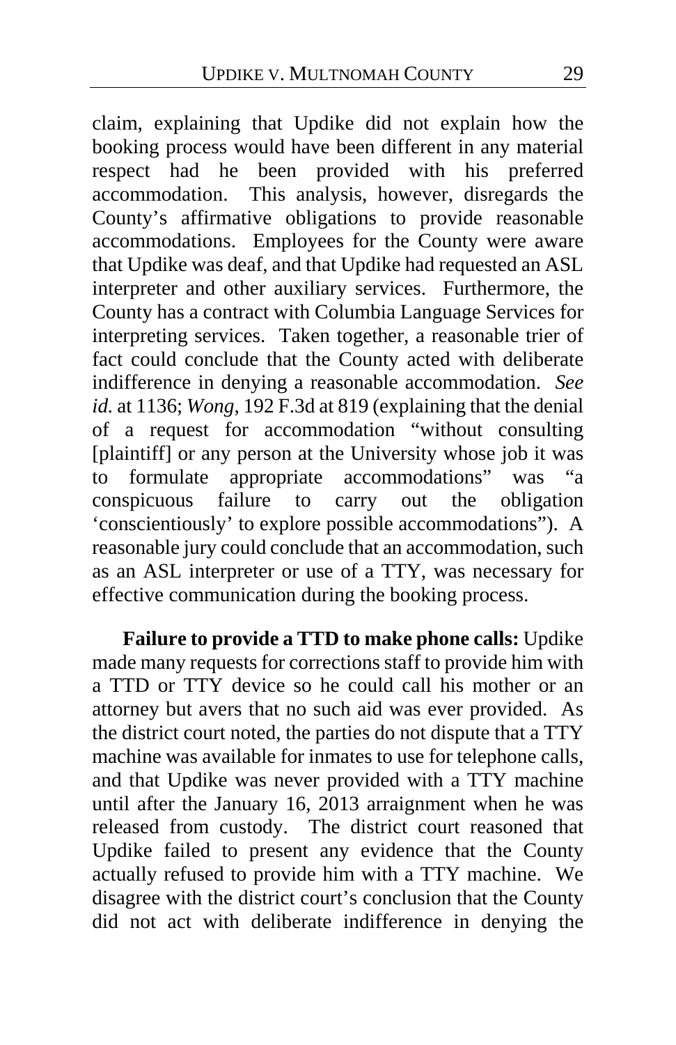claim, explaining that Updike did not explain how the booking process would have been different in any material respect had he been provided with his preferred accommodation. This analysis, however, disregards the County's affirmative obligations to provide reasonable accommodations. Employees for the County were aware that Updike was deaf, and that Updike had requested an ASL interpreter and other auxiliary services. Furthermore, the County has a contract with Columbia Language Services for interpreting services. Taken together, a reasonable trier of fact could conclude that the County acted with deliberate indifference in denying a reasonable accommodation. *See id.* at 1136; *Wong*, 192 F.3d at 819 (explaining that the denial of a request for accommodation "without consulting [plaintiff] or any person at the University whose job it was to formulate appropriate accommodations" was "a conspicuous failure to carry out the obligation 'conscientiously' to explore possible accommodations"). A reasonable jury could conclude that an accommodation, such as an ASL interpreter or use of a TTY, was necessary for effective communication during the booking process.

**Failure to provide a TTD to make phone calls:** Updike made many requests for corrections staff to provide him with a TTD or TTY device so he could call his mother or an attorney but avers that no such aid was ever provided. As the district court noted, the parties do not dispute that a TTY machine was available for inmates to use for telephone calls, and that Updike was never provided with a TTY machine until after the January 16, 2013 arraignment when he was released from custody. The district court reasoned that Updike failed to present any evidence that the County actually refused to provide him with a TTY machine. We disagree with the district court's conclusion that the County did not act with deliberate indifference in denying the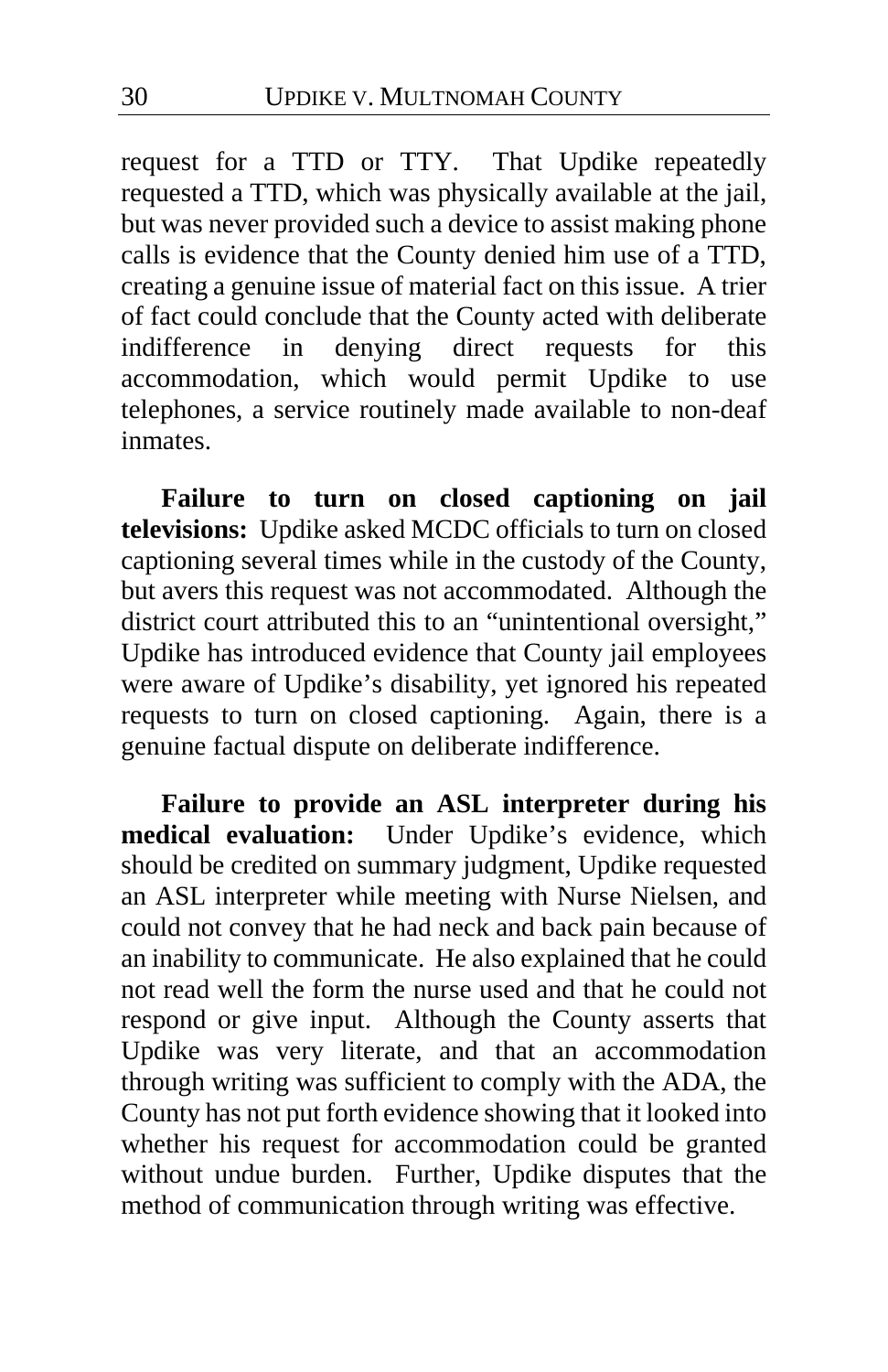request for a TTD or TTY. That Updike repeatedly requested a TTD, which was physically available at the jail, but was never provided such a device to assist making phone calls is evidence that the County denied him use of a TTD, creating a genuine issue of material fact on this issue. A trier of fact could conclude that the County acted with deliberate indifference in denying direct requests for this accommodation, which would permit Updike to use telephones, a service routinely made available to non-deaf inmates.

**Failure to turn on closed captioning on jail televisions:** Updike asked MCDC officials to turn on closed captioning several times while in the custody of the County, but avers this request was not accommodated. Although the district court attributed this to an "unintentional oversight," Updike has introduced evidence that County jail employees were aware of Updike's disability, yet ignored his repeated requests to turn on closed captioning. Again, there is a genuine factual dispute on deliberate indifference.

**Failure to provide an ASL interpreter during his medical evaluation:** Under Updike's evidence, which should be credited on summary judgment, Updike requested an ASL interpreter while meeting with Nurse Nielsen, and could not convey that he had neck and back pain because of an inability to communicate. He also explained that he could not read well the form the nurse used and that he could not respond or give input. Although the County asserts that Updike was very literate, and that an accommodation through writing was sufficient to comply with the ADA, the County has not put forth evidence showing that it looked into whether his request for accommodation could be granted without undue burden. Further, Updike disputes that the method of communication through writing was effective.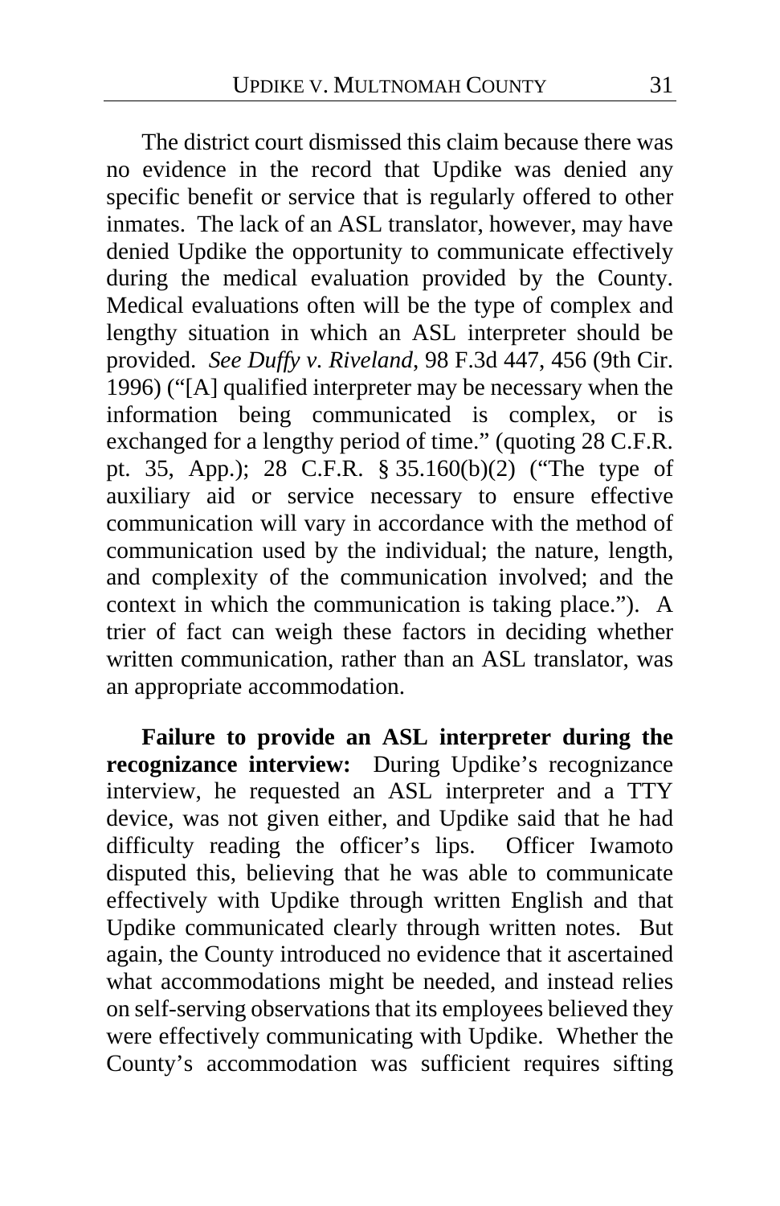The district court dismissed this claim because there was no evidence in the record that Updike was denied any specific benefit or service that is regularly offered to other inmates. The lack of an ASL translator, however, may have denied Updike the opportunity to communicate effectively during the medical evaluation provided by the County. Medical evaluations often will be the type of complex and lengthy situation in which an ASL interpreter should be provided. *See Duffy v. Riveland*, 98 F.3d 447, 456 (9th Cir. 1996) ("[A] qualified interpreter may be necessary when the information being communicated is complex, or is exchanged for a lengthy period of time." (quoting 28 C.F.R. pt. 35, App.); 28 C.F.R. § 35.160(b)(2) ("The type of auxiliary aid or service necessary to ensure effective communication will vary in accordance with the method of communication used by the individual; the nature, length, and complexity of the communication involved; and the context in which the communication is taking place."). A trier of fact can weigh these factors in deciding whether written communication, rather than an ASL translator, was an appropriate accommodation.

**Failure to provide an ASL interpreter during the recognizance interview:** During Updike's recognizance interview, he requested an ASL interpreter and a TTY device, was not given either, and Updike said that he had difficulty reading the officer's lips. Officer Iwamoto disputed this, believing that he was able to communicate effectively with Updike through written English and that Updike communicated clearly through written notes. But again, the County introduced no evidence that it ascertained what accommodations might be needed, and instead relies on self-serving observations that its employees believed they were effectively communicating with Updike. Whether the County's accommodation was sufficient requires sifting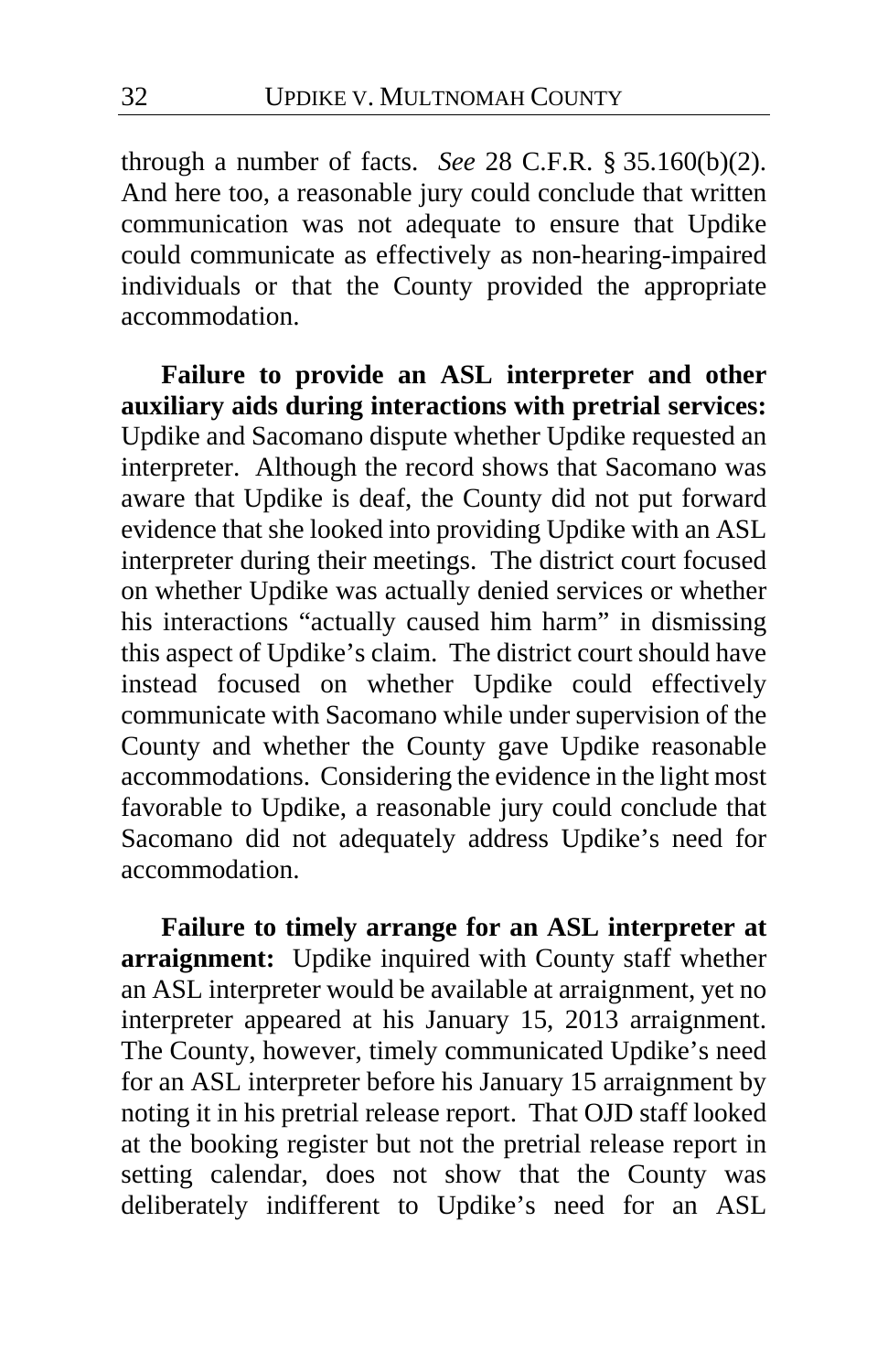through a number of facts. *See* 28 C.F.R. § 35.160(b)(2). And here too, a reasonable jury could conclude that written communication was not adequate to ensure that Updike could communicate as effectively as non-hearing-impaired individuals or that the County provided the appropriate accommodation.

**Failure to provide an ASL interpreter and other auxiliary aids during interactions with pretrial services:** Updike and Sacomano dispute whether Updike requested an interpreter. Although the record shows that Sacomano was aware that Updike is deaf, the County did not put forward evidence that she looked into providing Updike with an ASL interpreter during their meetings. The district court focused on whether Updike was actually denied services or whether his interactions "actually caused him harm" in dismissing this aspect of Updike's claim. The district court should have instead focused on whether Updike could effectively communicate with Sacomano while under supervision of the County and whether the County gave Updike reasonable accommodations. Considering the evidence in the light most favorable to Updike, a reasonable jury could conclude that Sacomano did not adequately address Updike's need for accommodation.

**Failure to timely arrange for an ASL interpreter at arraignment:** Updike inquired with County staff whether an ASL interpreter would be available at arraignment, yet no interpreter appeared at his January 15, 2013 arraignment. The County, however, timely communicated Updike's need for an ASL interpreter before his January 15 arraignment by noting it in his pretrial release report. That OJD staff looked at the booking register but not the pretrial release report in setting calendar, does not show that the County was deliberately indifferent to Updike's need for an ASL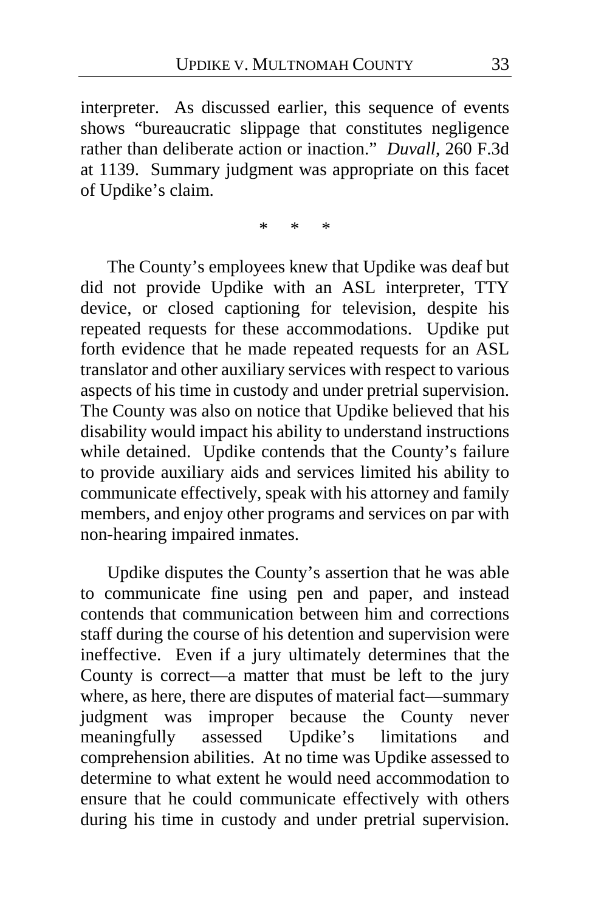interpreter. As discussed earlier, this sequence of events shows "bureaucratic slippage that constitutes negligence rather than deliberate action or inaction." *Duvall*, 260 F.3d at 1139. Summary judgment was appropriate on this facet of Updike's claim.

\* \* \*

The County's employees knew that Updike was deaf but did not provide Updike with an ASL interpreter, TTY device, or closed captioning for television, despite his repeated requests for these accommodations. Updike put forth evidence that he made repeated requests for an ASL translator and other auxiliary services with respect to various aspects of his time in custody and under pretrial supervision. The County was also on notice that Updike believed that his disability would impact his ability to understand instructions while detained. Updike contends that the County's failure to provide auxiliary aids and services limited his ability to communicate effectively, speak with his attorney and family members, and enjoy other programs and services on par with non-hearing impaired inmates.

Updike disputes the County's assertion that he was able to communicate fine using pen and paper, and instead contends that communication between him and corrections staff during the course of his detention and supervision were ineffective. Even if a jury ultimately determines that the County is correct—a matter that must be left to the jury where, as here, there are disputes of material fact—summary judgment was improper because the County never meaningfully assessed Updike's limitations and comprehension abilities. At no time was Updike assessed to determine to what extent he would need accommodation to ensure that he could communicate effectively with others during his time in custody and under pretrial supervision.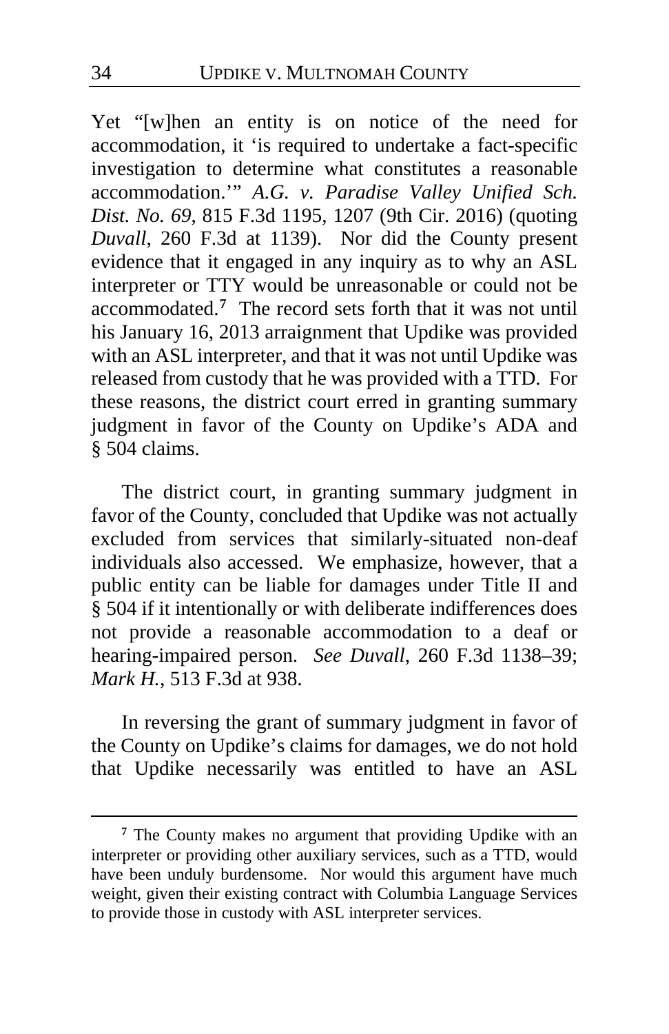Yet "[w]hen an entity is on notice of the need for accommodation, it 'is required to undertake a fact-specific investigation to determine what constitutes a reasonable accommodation.'" *A.G. v. Paradise Valley Unified Sch. Dist. No. 69*, 815 F.3d 1195, 1207 (9th Cir. 2016) (quoting *Duvall*, 260 F.3d at 1139). Nor did the County present evidence that it engaged in any inquiry as to why an ASL interpreter or TTY would be unreasonable or could not be accommodated.[7] The record sets forth that it was not until his January 16, 2013 arraignment that Updike was provided with an ASL interpreter, and that it was not until Updike was released from custody that he was provided with a TTD. For these reasons, the district court erred in granting summary judgment in favor of the County on Updike's ADA and § 504 claims.

The district court, in granting summary judgment in favor of the County, concluded that Updike was not actually excluded from services that similarly-situated non-deaf individuals also accessed. We emphasize, however, that a public entity can be liable for damages under Title II and § 504 if it intentionally or with deliberate indifferences does not provide a reasonable accommodation to a deaf or hearing-impaired person. *See Duvall*, 260 F.3d 1138–39; *Mark H.*, 513 F.3d at 938.

In reversing the grant of summary judgment in favor of the County on Updike's claims for damages, we do not hold that Updike necessarily was entitled to have an ASL

---

[7] The County makes no argument that providing Updike with an interpreter or providing other auxiliary services, such as a TTD, would have been unduly burdensome. Nor would this argument have much weight, given their existing contract with Columbia Language Services to provide those in custody with ASL interpreter services.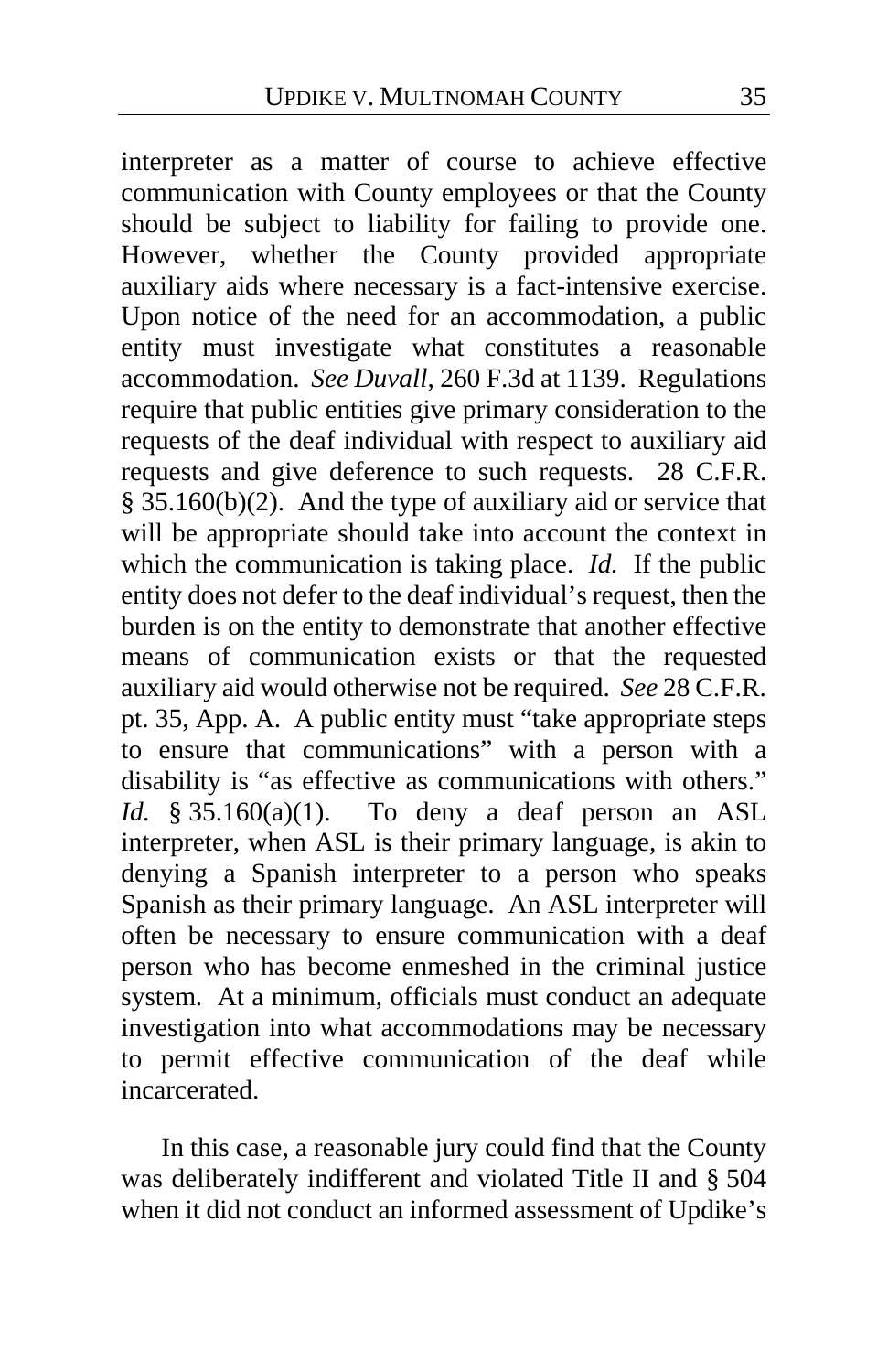interpreter as a matter of course to achieve effective communication with County employees or that the County should be subject to liability for failing to provide one. However, whether the County provided appropriate auxiliary aids where necessary is a fact-intensive exercise. Upon notice of the need for an accommodation, a public entity must investigate what constitutes a reasonable accommodation. *See Duvall*, 260 F.3d at 1139. Regulations require that public entities give primary consideration to the requests of the deaf individual with respect to auxiliary aid requests and give deference to such requests. 28 C.F.R. § 35.160(b)(2). And the type of auxiliary aid or service that will be appropriate should take into account the context in which the communication is taking place. *Id.* If the public entity does not defer to the deaf individual's request, then the burden is on the entity to demonstrate that another effective means of communication exists or that the requested auxiliary aid would otherwise not be required. *See* 28 C.F.R. pt. 35, App. A. A public entity must "take appropriate steps to ensure that communications" with a person with a disability is "as effective as communications with others." *Id.* § 35.160(a)(1). To deny a deaf person an ASL interpreter, when ASL is their primary language, is akin to denying a Spanish interpreter to a person who speaks Spanish as their primary language. An ASL interpreter will often be necessary to ensure communication with a deaf person who has become enmeshed in the criminal justice system. At a minimum, officials must conduct an adequate investigation into what accommodations may be necessary to permit effective communication of the deaf while incarcerated.

In this case, a reasonable jury could find that the County was deliberately indifferent and violated Title II and § 504 when it did not conduct an informed assessment of Updike's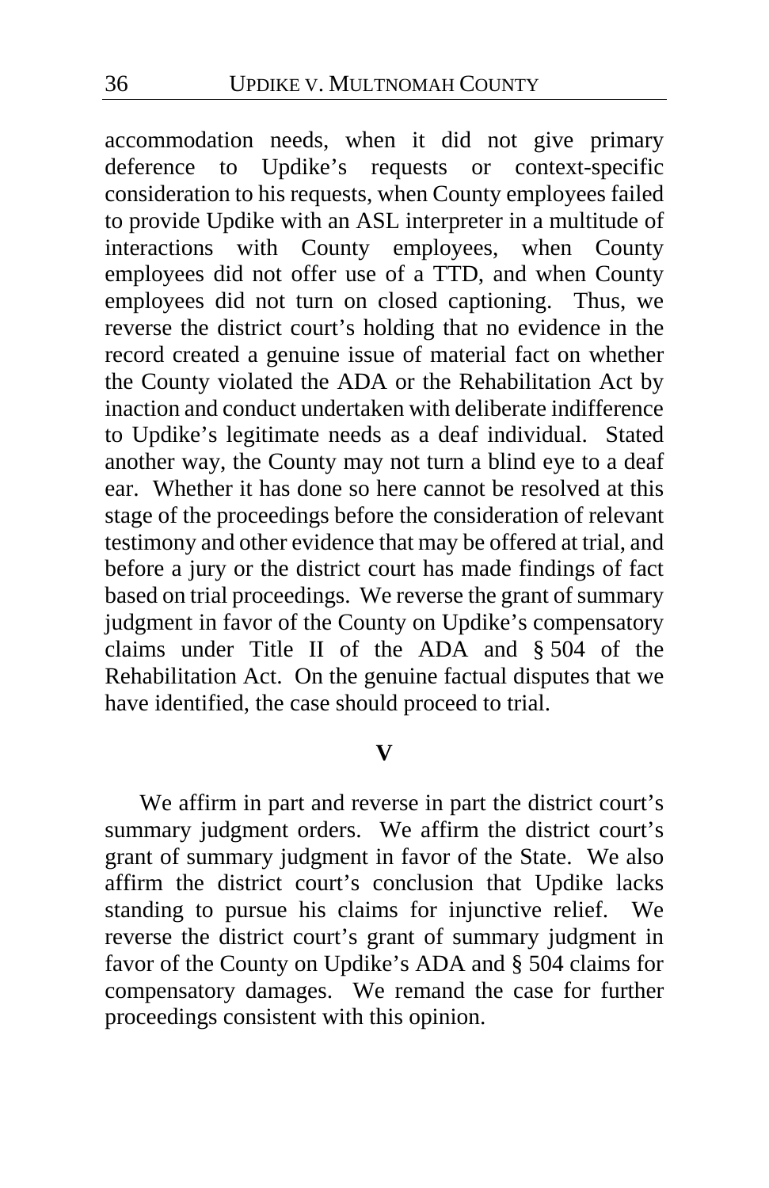accommodation needs, when it did not give primary deference to Updike's requests or context-specific consideration to his requests, when County employees failed to provide Updike with an ASL interpreter in a multitude of interactions with County employees, when County employees did not offer use of a TTD, and when County employees did not turn on closed captioning. Thus, we reverse the district court's holding that no evidence in the record created a genuine issue of material fact on whether the County violated the ADA or the Rehabilitation Act by inaction and conduct undertaken with deliberate indifference to Updike's legitimate needs as a deaf individual. Stated another way, the County may not turn a blind eye to a deaf ear. Whether it has done so here cannot be resolved at this stage of the proceedings before the consideration of relevant testimony and other evidence that may be offered at trial, and before a jury or the district court has made findings of fact based on trial proceedings. We reverse the grant of summary judgment in favor of the County on Updike's compensatory claims under Title II of the ADA and § 504 of the Rehabilitation Act. On the genuine factual disputes that we have identified, the case should proceed to trial.

## V

We affirm in part and reverse in part the district court's summary judgment orders. We affirm the district court's grant of summary judgment in favor of the State. We also affirm the district court's conclusion that Updike lacks standing to pursue his claims for injunctive relief. We reverse the district court's grant of summary judgment in favor of the County on Updike's ADA and § 504 claims for compensatory damages. We remand the case for further proceedings consistent with this opinion.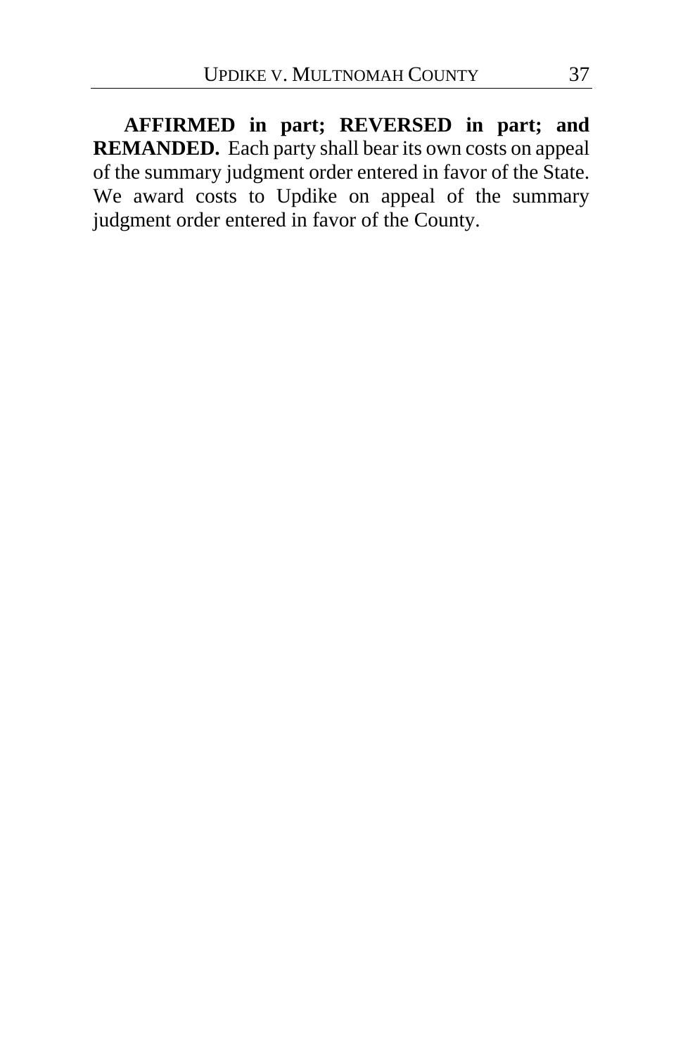**AFFIRMED in part; REVERSED in part; and REMANDED.** Each party shall bear its own costs on appeal of the summary judgment order entered in favor of the State. We award costs to Updike on appeal of the summary judgment order entered in favor of the County.